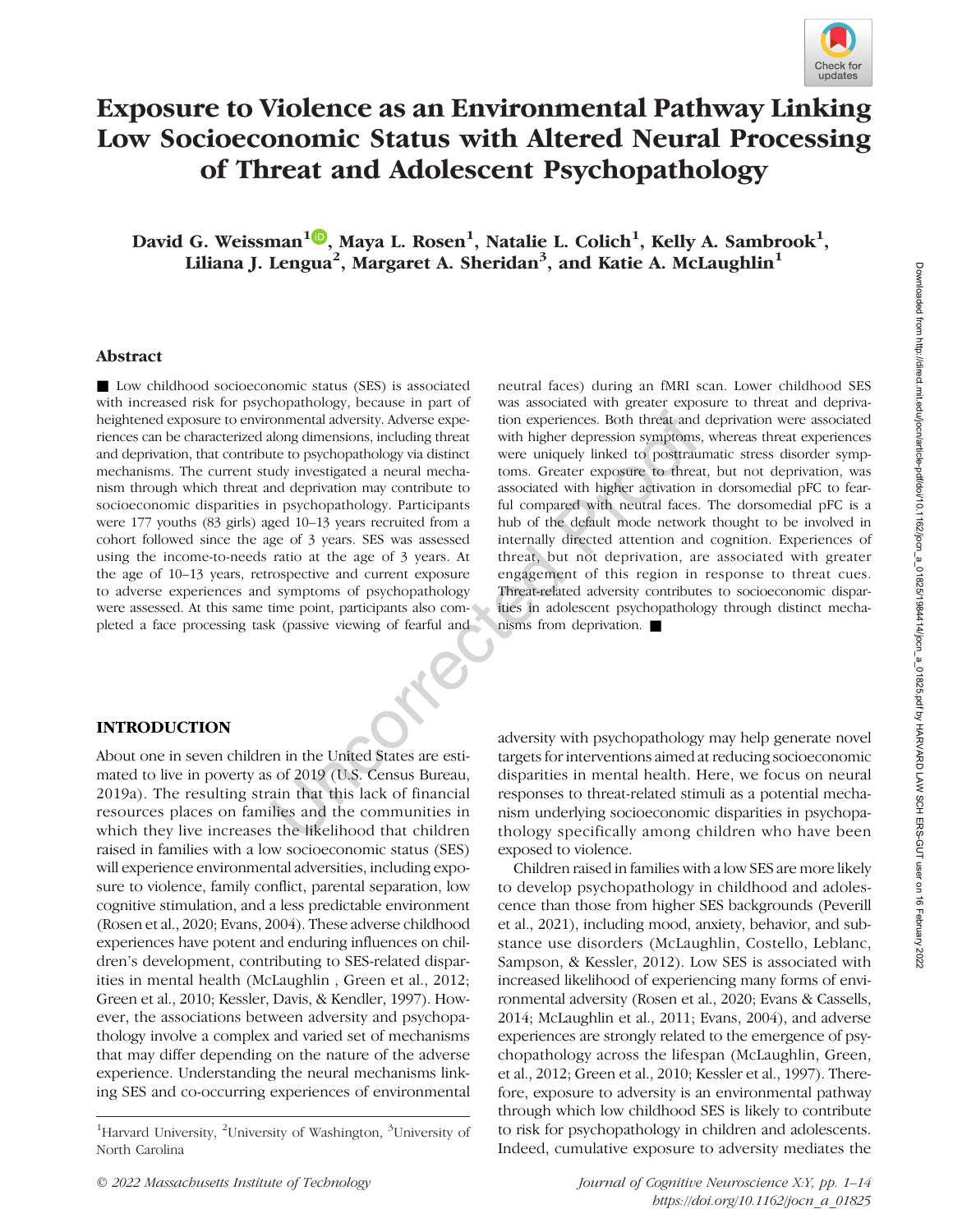# Exposure to Violence as an Environmental Pathway Linking Low Socioeconomic Status with Altered Neural Processing of Threat and Adolescent Psychopathology

**David G. Weissman[1], Maya L. Rosen[1], Natalie L. Colich[1], Kelly A. Sambrook[1], Liliana J. Lengua[2], Margaret A. Sheridan[3], and Katie A. McLaughlin[1]**

## Abstract

■ Low childhood socioeconomic status (SES) is associated with increased risk for psychopathology, because in part of heightened exposure to environmental adversity. Adverse experiences can be characterized along dimensions, including threat and deprivation, that contribute to psychopathology via distinct mechanisms. The current study investigated a neural mechanism through which threat and deprivation may contribute to socioeconomic disparities in psychopathology. Participants were 177 youths (83 girls) aged 10–13 years recruited from a cohort followed since the age of 3 years. SES was assessed using the income-to-needs ratio at the age of 3 years. At the age of 10–13 years, retrospective and current exposure to adverse experiences and symptoms of psychopathology were assessed. At this same time point, participants also completed a face processing task (passive viewing of fearful and neutral faces) during an fMRI scan. Lower childhood SES was associated with greater exposure to threat and deprivation experiences. Both threat and deprivation were associated with higher depression symptoms, whereas threat experiences were uniquely linked to posttraumatic stress disorder symptoms. Greater exposure to threat, but not deprivation, was associated with higher activation in dorsomedial pFC to fearful compared with neutral faces. The dorsomedial pFC is a hub of the default mode network thought to be involved in internally directed attention and cognition. Experiences of threat, but not deprivation, are associated with greater engagement of this region in response to threat cues. Threat-related adversity contributes to socioeconomic disparities in adolescent psychopathology through distinct mechanisms from deprivation. ■

## INTRODUCTION

About one in seven children in the United States are estimated to live in poverty as of 2019 (U.S. Census Bureau, 2019a). The resulting strain that this lack of financial resources places on families and the communities in which they live increases the likelihood that children raised in families with a low socioeconomic status (SES) will experience environmental adversities, including exposure to violence, family conflict, parental separation, low cognitive stimulation, and a less predictable environment (Rosen et al., 2020; Evans, 2004). These adverse childhood experiences have potent and enduring influences on children's development, contributing to SES-related disparities in mental health (McLaughlin , Green et al., 2012; Green et al., 2010; Kessler, Davis, & Kendler, 1997). However, the associations between adversity and psychopathology involve a complex and varied set of mechanisms that may differ depending on the nature of the adverse experience. Understanding the neural mechanisms linking SES and co-occurring experiences of environmental adversity with psychopathology may help generate novel targets for interventions aimed at reducing socioeconomic disparities in mental health. Here, we focus on neural responses to threat-related stimuli as a potential mechanism underlying socioeconomic disparities in psychopathology specifically among children who have been exposed to violence.

Children raised in families with a low SES are more likely to develop psychopathology in childhood and adolescence than those from higher SES backgrounds (Peverill et al., 2021), including mood, anxiety, behavior, and substance use disorders (McLaughlin, Costello, Leblanc, Sampson, & Kessler, 2012). Low SES is associated with increased likelihood of experiencing many forms of environmental adversity (Rosen et al., 2020; Evans & Cassells, 2014; McLaughlin et al., 2011; Evans, 2004), and adverse experiences are strongly related to the emergence of psychopathology across the lifespan (McLaughlin, Green, et al., 2012; Green et al., 2010; Kessler et al., 1997). Therefore, exposure to adversity is an environmental pathway through which low childhood SES is likely to contribute to risk for psychopathology in children and adolescents. Indeed, cumulative exposure to adversity mediates the

[1]Harvard University, [2]University of Washington, [3]University of North Carolina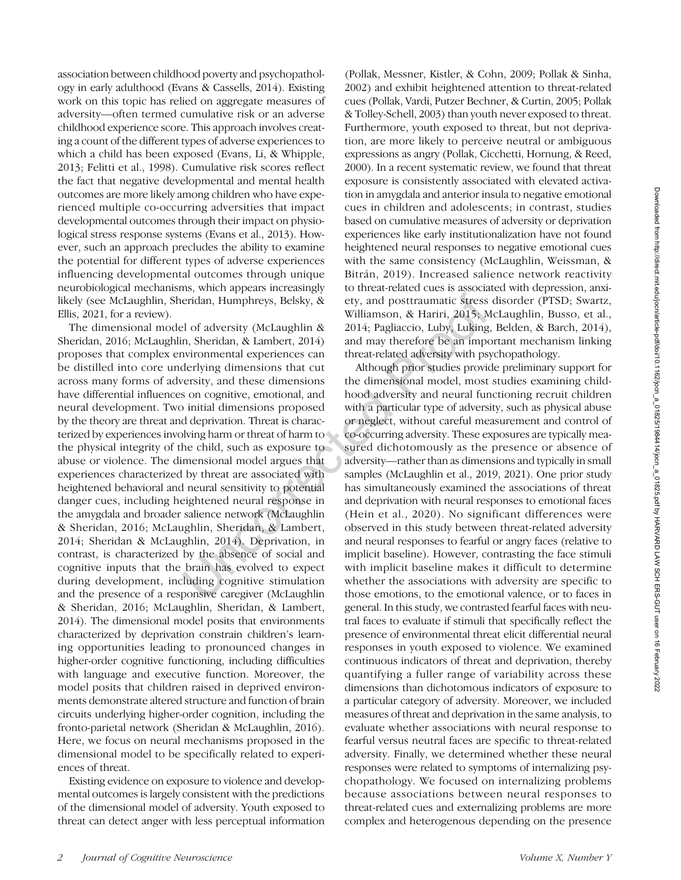association between childhood poverty and psychopathology in early adulthood (Evans & Cassells, 2014). Existing work on this topic has relied on aggregate measures of adversity—often termed cumulative risk or an adverse childhood experience score. This approach involves creating a count of the different types of adverse experiences to which a child has been exposed (Evans, Li, & Whipple, 2013; Felitti et al., 1998). Cumulative risk scores reflect the fact that negative developmental and mental health outcomes are more likely among children who have experienced multiple co-occurring adversities that impact developmental outcomes through their impact on physiological stress response systems (Evans et al., 2013). However, such an approach precludes the ability to examine the potential for different types of adverse experiences influencing developmental outcomes through unique neurobiological mechanisms, which appears increasingly likely (see McLaughlin, Sheridan, Humphreys, Belsky, & Ellis, 2021, for a review).

The dimensional model of adversity (McLaughlin & Sheridan, 2016; McLaughlin, Sheridan, & Lambert, 2014) proposes that complex environmental experiences can be distilled into core underlying dimensions that cut across many forms of adversity, and these dimensions have differential influences on cognitive, emotional, and neural development. Two initial dimensions proposed by the theory are threat and deprivation. Threat is characterized by experiences involving harm or threat of harm to the physical integrity of the child, such as exposure to abuse or violence. The dimensional model argues that experiences characterized by threat are associated with heightened behavioral and neural sensitivity to potential danger cues, including heightened neural response in the amygdala and broader salience network (McLaughlin & Sheridan, 2016; McLaughlin, Sheridan, & Lambert, 2014; Sheridan & McLaughlin, 2014). Deprivation, in contrast, is characterized by the absence of social and cognitive inputs that the brain has evolved to expect during development, including cognitive stimulation and the presence of a responsive caregiver (McLaughlin & Sheridan, 2016; McLaughlin, Sheridan, & Lambert, 2014). The dimensional model posits that environments characterized by deprivation constrain children's learning opportunities leading to pronounced changes in higher-order cognitive functioning, including difficulties with language and executive function. Moreover, the model posits that children raised in deprived environments demonstrate altered structure and function of brain circuits underlying higher-order cognition, including the fronto-parietal network (Sheridan & McLaughlin, 2016). Here, we focus on neural mechanisms proposed in the dimensional model to be specifically related to experiences of threat.

Existing evidence on exposure to violence and developmental outcomes is largely consistent with the predictions of the dimensional model of adversity. Youth exposed to threat can detect anger with less perceptual information (Pollak, Messner, Kistler, & Cohn, 2009; Pollak & Sinha, 2002) and exhibit heightened attention to threat-related cues (Pollak, Vardi, Putzer Bechner, & Curtin, 2005; Pollak & Tolley-Schell, 2003) than youth never exposed to threat. Furthermore, youth exposed to threat, but not deprivation, are more likely to perceive neutral or ambiguous expressions as angry (Pollak, Cicchetti, Hornung, & Reed, 2000). In a recent systematic review, we found that threat exposure is consistently associated with elevated activation in amygdala and anterior insula to negative emotional cues in children and adolescents; in contrast, studies based on cumulative measures of adversity or deprivation experiences like early institutionalization have not found heightened neural responses to negative emotional cues with the same consistency (McLaughlin, Weissman, & Bitrán, 2019). Increased salience network reactivity to threat-related cues is associated with depression, anxiety, and posttraumatic stress disorder (PTSD; Swartz, Williamson, & Hariri, 2015; McLaughlin, Busso, et al., 2014; Pagliaccio, Luby, Luking, Belden, & Barch, 2014), and may therefore be an important mechanism linking threat-related adversity with psychopathology.

Although prior studies provide preliminary support for the dimensional model, most studies examining childhood adversity and neural functioning recruit children with a particular type of adversity, such as physical abuse or neglect, without careful measurement and control of co-occurring adversity. These exposures are typically measured dichotomously as the presence or absence of adversity—rather than as dimensions and typically in small samples (McLaughlin et al., 2019, 2021). One prior study has simultaneously examined the associations of threat and deprivation with neural responses to emotional faces (Hein et al., 2020). No significant differences were observed in this study between threat-related adversity and neural responses to fearful or angry faces (relative to implicit baseline). However, contrasting the face stimuli with implicit baseline makes it difficult to determine whether the associations with adversity are specific to those emotions, to the emotional valence, or to faces in general. In this study, we contrasted fearful faces with neutral faces to evaluate if stimuli that specifically reflect the presence of environmental threat elicit differential neural responses in youth exposed to violence. We examined continuous indicators of threat and deprivation, thereby quantifying a fuller range of variability across these dimensions than dichotomous indicators of exposure to a particular category of adversity. Moreover, we included measures of threat and deprivation in the same analysis, to evaluate whether associations with neural response to fearful versus neutral faces are specific to threat-related adversity. Finally, we determined whether these neural responses were related to symptoms of internalizing psychopathology. We focused on internalizing problems because associations between neural responses to threat-related cues and externalizing problems are more complex and heterogenous depending on the presence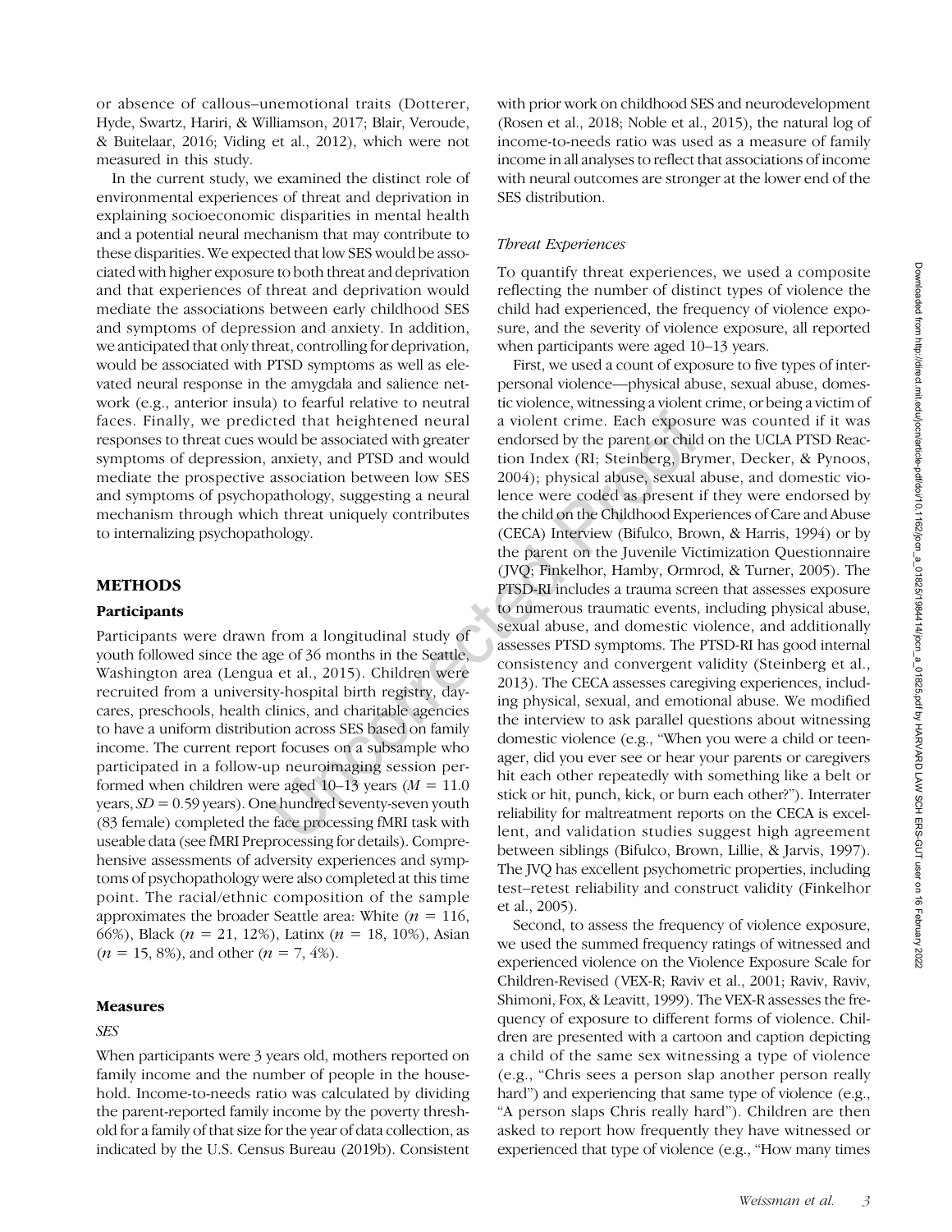or absence of callous–unemotional traits (Dotterer, Hyde, Swartz, Hariri, & Williamson, 2017; Blair, Veroude, & Buitelaar, 2016; Viding et al., 2012), which were not measured in this study.

In the current study, we examined the distinct role of environmental experiences of threat and deprivation in explaining socioeconomic disparities in mental health and a potential neural mechanism that may contribute to these disparities. We expected that low SES would be associated with higher exposure to both threat and deprivation and that experiences of threat and deprivation would mediate the associations between early childhood SES and symptoms of depression and anxiety. In addition, we anticipated that only threat, controlling for deprivation, would be associated with PTSD symptoms as well as elevated neural response in the amygdala and salience network (e.g., anterior insula) to fearful relative to neutral faces. Finally, we predicted that heightened neural responses to threat cues would be associated with greater symptoms of depression, anxiety, and PTSD and would mediate the prospective association between low SES and symptoms of psychopathology, suggesting a neural mechanism through which threat uniquely contributes to internalizing psychopathology.

## METHODS

### Participants

Participants were drawn from a longitudinal study of youth followed since the age of 36 months in the Seattle, Washington area (Lengua et al., 2015). Children were recruited from a university-hospital birth registry, daycares, preschools, health clinics, and charitable agencies to have a uniform distribution across SES based on family income. The current report focuses on a subsample who participated in a follow-up neuroimaging session performed when children were aged 10–13 years ($M = 11.0$ years, $SD = 0.59$ years). One hundred seventy-seven youth (83 female) completed the face processing fMRI task with useable data (see fMRI Preprocessing for details). Comprehensive assessments of adversity experiences and symptoms of psychopathology were also completed at this time point. The racial/ethnic composition of the sample approximates the broader Seattle area: White ($n = 116$, 66%), Black ($n = 21$, 12%), Latinx ($n = 18$, 10%), Asian ($n = 15$, 8%), and other ($n = 7$, 4%).

### Measures

*SES*

When participants were 3 years old, mothers reported on family income and the number of people in the household. Income-to-needs ratio was calculated by dividing the parent-reported family income by the poverty threshold for a family of that size for the year of data collection, as indicated by the U.S. Census Bureau (2019b). Consistent with prior work on childhood SES and neurodevelopment (Rosen et al., 2018; Noble et al., 2015), the natural log of income-to-needs ratio was used as a measure of family income in all analyses to reflect that associations of income with neural outcomes are stronger at the lower end of the SES distribution.

*Threat Experiences*

To quantify threat experiences, we used a composite reflecting the number of distinct types of violence the child had experienced, the frequency of violence exposure, and the severity of violence exposure, all reported when participants were aged 10–13 years.

First, we used a count of exposure to five types of interpersonal violence—physical abuse, sexual abuse, domestic violence, witnessing a violent crime, or being a victim of a violent crime. Each exposure was counted if it was endorsed by the parent or child on the UCLA PTSD Reaction Index (RI; Steinberg, Brymer, Decker, & Pynoos, 2004); physical abuse, sexual abuse, and domestic violence were coded as present if they were endorsed by the child on the Childhood Experiences of Care and Abuse (CECA) Interview (Bifulco, Brown, & Harris, 1994) or by the parent on the Juvenile Victimization Questionnaire (JVQ; Finkelhor, Hamby, Ormrod, & Turner, 2005). The PTSD-RI includes a trauma screen that assesses exposure to numerous traumatic events, including physical abuse, sexual abuse, and domestic violence, and additionally assesses PTSD symptoms. The PTSD-RI has good internal consistency and convergent validity (Steinberg et al., 2013). The CECA assesses caregiving experiences, including physical, sexual, and emotional abuse. We modified the interview to ask parallel questions about witnessing domestic violence (e.g., "When you were a child or teenager, did you ever see or hear your parents or caregivers hit each other repeatedly with something like a belt or stick or hit, punch, kick, or burn each other?"). Interrater reliability for maltreatment reports on the CECA is excellent, and validation studies suggest high agreement between siblings (Bifulco, Brown, Lillie, & Jarvis, 1997). The JVQ has excellent psychometric properties, including test–retest reliability and construct validity (Finkelhor et al., 2005).

Second, to assess the frequency of violence exposure, we used the summed frequency ratings of witnessed and experienced violence on the Violence Exposure Scale for Children-Revised (VEX-R; Raviv et al., 2001; Raviv, Raviv, Shimoni, Fox, & Leavitt, 1999). The VEX-R assesses the frequency of exposure to different forms of violence. Children are presented with a cartoon and caption depicting a child of the same sex witnessing a type of violence (e.g., "Chris sees a person slap another person really hard") and experiencing that same type of violence (e.g., "A person slaps Chris really hard"). Children are then asked to report how frequently they have witnessed or experienced that type of violence (e.g., "How many times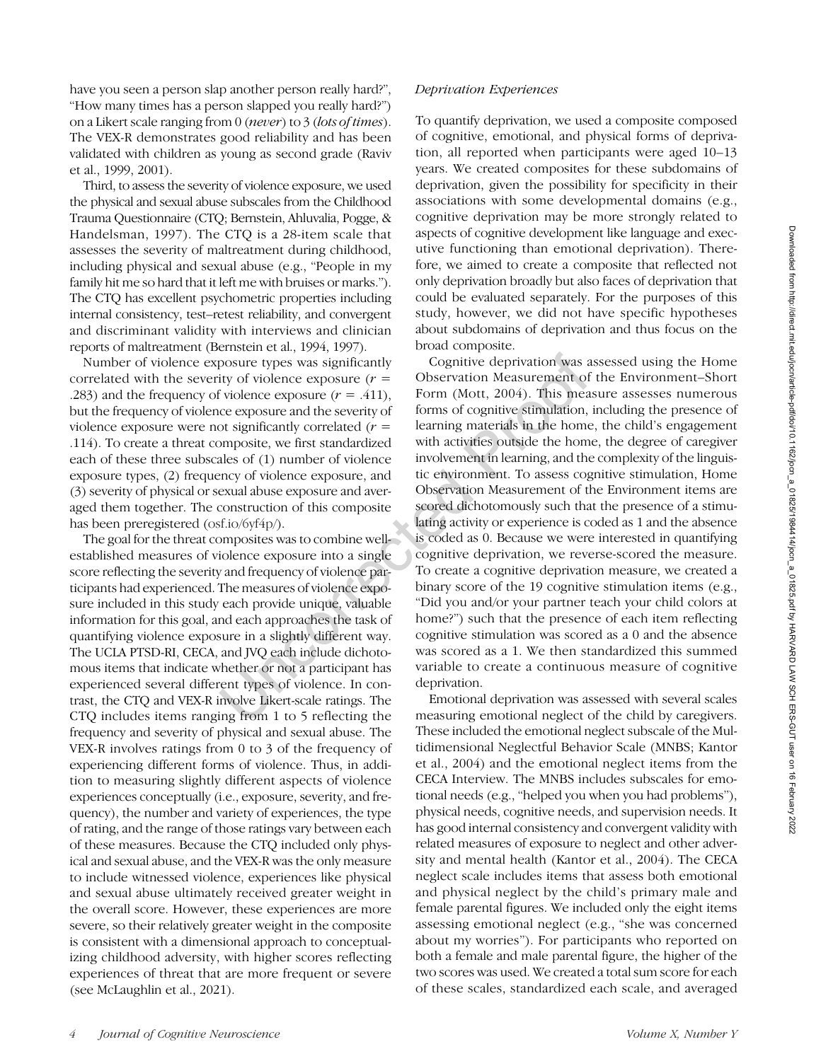have you seen a person slap another person really hard?", "How many times has a person slapped you really hard?") on a Likert scale ranging from 0 (*never*) to 3 (*lots of times*). The VEX-R demonstrates good reliability and has been validated with children as young as second grade (Raviv et al., 1999, 2001).

Third, to assess the severity of violence exposure, we used the physical and sexual abuse subscales from the Childhood Trauma Questionnaire (CTQ; Bernstein, Ahluvalia, Pogge, & Handelsman, 1997). The CTQ is a 28-item scale that assesses the severity of maltreatment during childhood, including physical and sexual abuse (e.g., "People in my family hit me so hard that it left me with bruises or marks."). The CTQ has excellent psychometric properties including internal consistency, test–retest reliability, and convergent and discriminant validity with interviews and clinician reports of maltreatment (Bernstein et al., 1994, 1997).

Number of violence exposure types was significantly correlated with the severity of violence exposure ($r$ = .283) and the frequency of violence exposure ($r$ = .411), but the frequency of violence exposure and the severity of violence exposure were not significantly correlated ($r$ = .114). To create a threat composite, we first standardized each of these three subscales of (1) number of violence exposure types, (2) frequency of violence exposure, and (3) severity of physical or sexual abuse exposure and averaged them together. The construction of this composite has been preregistered (osf.io/6yf4p/).

The goal for the threat composites was to combine well-established measures of violence exposure into a single score reflecting the severity and frequency of violence participants had experienced. The measures of violence exposure included in this study each provide unique, valuable information for this goal, and each approaches the task of quantifying violence exposure in a slightly different way. The UCLA PTSD-RI, CECA, and JVQ each include dichotomous items that indicate whether or not a participant has experienced several different types of violence. In contrast, the CTQ and VEX-R involve Likert-scale ratings. The CTQ includes items ranging from 1 to 5 reflecting the frequency and severity of physical and sexual abuse. The VEX-R involves ratings from 0 to 3 of the frequency of experiencing different forms of violence. Thus, in addition to measuring slightly different aspects of violence experiences conceptually (i.e., exposure, severity, and frequency), the number and variety of experiences, the type of rating, and the range of those ratings vary between each of these measures. Because the CTQ included only physical and sexual abuse, and the VEX-R was the only measure to include witnessed violence, experiences like physical and sexual abuse ultimately received greater weight in the overall score. However, these experiences are more severe, so their relatively greater weight in the composite is consistent with a dimensional approach to conceptualizing childhood adversity, with higher scores reflecting experiences of threat that are more frequent or severe (see McLaughlin et al., 2021).

### *Deprivation Experiences*

To quantify deprivation, we used a composite composed of cognitive, emotional, and physical forms of deprivation, all reported when participants were aged 10–13 years. We created composites for these subdomains of deprivation, given the possibility for specificity in their associations with some developmental domains (e.g., cognitive deprivation may be more strongly related to aspects of cognitive development like language and executive functioning than emotional deprivation). Therefore, we aimed to create a composite that reflected not only deprivation broadly but also faces of deprivation that could be evaluated separately. For the purposes of this study, however, we did not have specific hypotheses about subdomains of deprivation and thus focus on the broad composite.

Cognitive deprivation was assessed using the Home Observation Measurement of the Environment–Short Form (Mott, 2004). This measure assesses numerous forms of cognitive stimulation, including the presence of learning materials in the home, the child's engagement with activities outside the home, the degree of caregiver involvement in learning, and the complexity of the linguistic environment. To assess cognitive stimulation, Home Observation Measurement of the Environment items are scored dichotomously such that the presence of a stimulating activity or experience is coded as 1 and the absence is coded as 0. Because we were interested in quantifying cognitive deprivation, we reverse-scored the measure. To create a cognitive deprivation measure, we created a binary score of the 19 cognitive stimulation items (e.g., "Did you and/or your partner teach your child colors at home?") such that the presence of each item reflecting cognitive stimulation was scored as a 0 and the absence was scored as a 1. We then standardized this summed variable to create a continuous measure of cognitive deprivation.

Emotional deprivation was assessed with several scales measuring emotional neglect of the child by caregivers. These included the emotional neglect subscale of the Multidimensional Neglectful Behavior Scale (MNBS; Kantor et al., 2004) and the emotional neglect items from the CECA Interview. The MNBS includes subscales for emotional needs (e.g., "helped you when you had problems"), physical needs, cognitive needs, and supervision needs. It has good internal consistency and convergent validity with related measures of exposure to neglect and other adversity and mental health (Kantor et al., 2004). The CECA neglect scale includes items that assess both emotional and physical neglect by the child's primary male and female parental figures. We included only the eight items assessing emotional neglect (e.g., "she was concerned about my worries"). For participants who reported on both a female and male parental figure, the higher of the two scores was used. We created a total sum score for each of these scales, standardized each scale, and averaged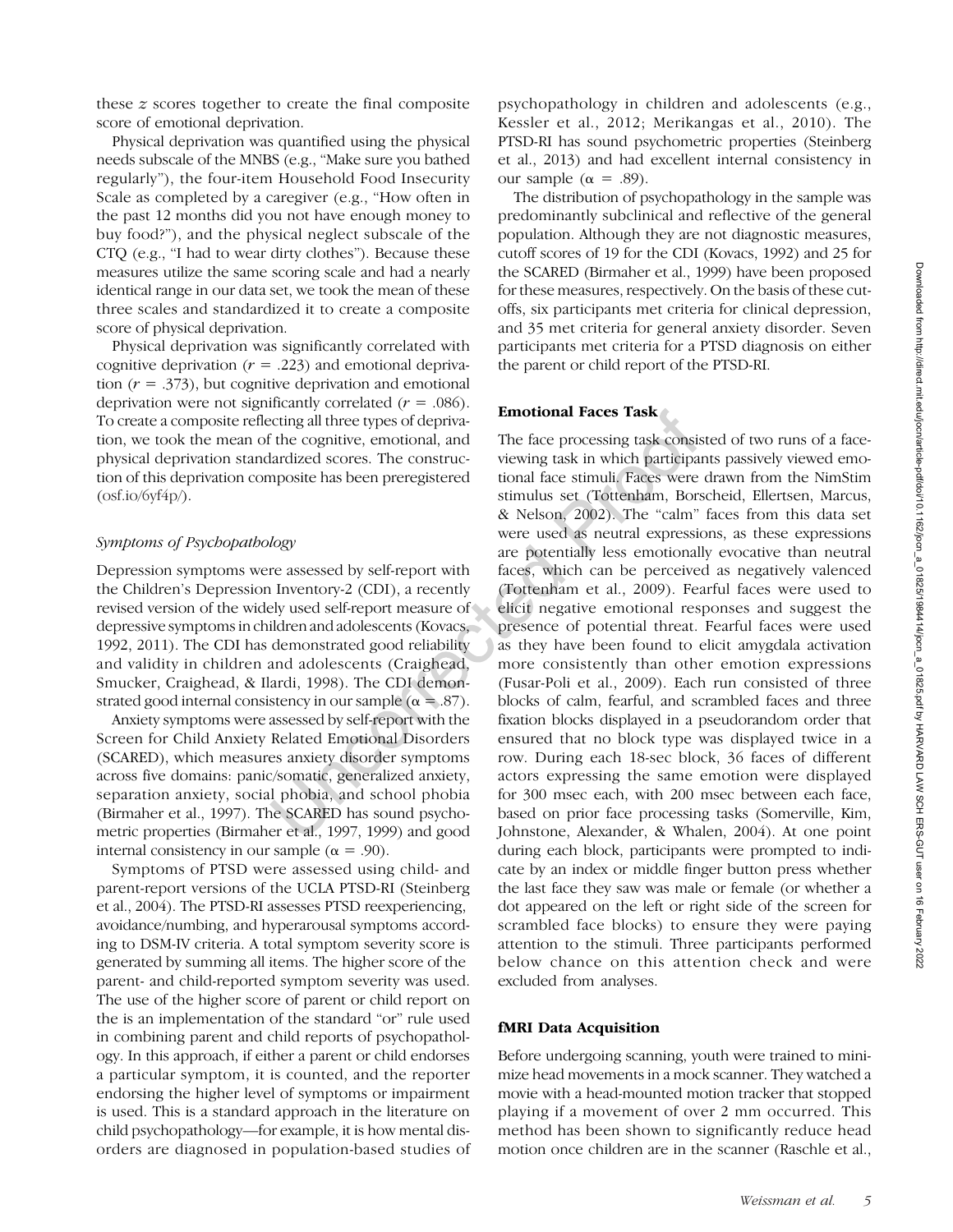these $z$ scores together to create the final composite score of emotional deprivation.

Physical deprivation was quantified using the physical needs subscale of the MNBS (e.g., "Make sure you bathed regularly"), the four-item Household Food Insecurity Scale as completed by a caregiver (e.g., "How often in the past 12 months did you not have enough money to buy food?"), and the physical neglect subscale of the CTQ (e.g., "I had to wear dirty clothes"). Because these measures utilize the same scoring scale and had a nearly identical range in our data set, we took the mean of these three scales and standardized it to create a composite score of physical deprivation.

Physical deprivation was significantly correlated with cognitive deprivation ($r$ = .223) and emotional deprivation ($r$ = .373), but cognitive deprivation and emotional deprivation were not significantly correlated ($r$ = .086). To create a composite reflecting all three types of deprivation, we took the mean of the cognitive, emotional, and physical deprivation standardized scores. The construction of this deprivation composite has been preregistered (osf.io/6yf4p/).

### *Symptoms of Psychopathology*

Depression symptoms were assessed by self-report with the Children's Depression Inventory-2 (CDI), a recently revised version of the widely used self-report measure of depressive symptoms in children and adolescents (Kovacs, 1992, 2011). The CDI has demonstrated good reliability and validity in children and adolescents (Craighead, Smucker, Craighead, & Ilardi, 1998). The CDI demonstrated good internal consistency in our sample ($\alpha$ = .87).

Anxiety symptoms were assessed by self-report with the Screen for Child Anxiety Related Emotional Disorders (SCARED), which measures anxiety disorder symptoms across five domains: panic/somatic, generalized anxiety, separation anxiety, social phobia, and school phobia (Birmaher et al., 1997). The SCARED has sound psychometric properties (Birmaher et al., 1997, 1999) and good internal consistency in our sample ($\alpha$ = .90).

Symptoms of PTSD were assessed using child- and parent-report versions of the UCLA PTSD-RI (Steinberg et al., 2004). The PTSD-RI assesses PTSD reexperiencing, avoidance/numbing, and hyperarousal symptoms according to DSM-IV criteria. A total symptom severity score is generated by summing all items. The higher score of the parent- and child-reported symptom severity was used. The use of the higher score of parent or child report on the is an implementation of the standard "or" rule used in combining parent and child reports of psychopathology. In this approach, if either a parent or child endorses a particular symptom, it is counted, and the reporter endorsing the higher level of symptoms or impairment is used. This is a standard approach in the literature on child psychopathology—for example, it is how mental disorders are diagnosed in population-based studies of psychopathology in children and adolescents (e.g., Kessler et al., 2012; Merikangas et al., 2010). The PTSD-RI has sound psychometric properties (Steinberg et al., 2013) and had excellent internal consistency in our sample ($\alpha$ = .89).

The distribution of psychopathology in the sample was predominantly subclinical and reflective of the general population. Although they are not diagnostic measures, cutoff scores of 19 for the CDI (Kovacs, 1992) and 25 for the SCARED (Birmaher et al., 1999) have been proposed for these measures, respectively. On the basis of these cutoffs, six participants met criteria for clinical depression, and 35 met criteria for general anxiety disorder. Seven participants met criteria for a PTSD diagnosis on either the parent or child report of the PTSD-RI.

## Emotional Faces Task

The face processing task consisted of two runs of a face-viewing task in which participants passively viewed emotional face stimuli. Faces were drawn from the NimStim stimulus set (Tottenham, Borscheid, Ellertsen, Marcus, & Nelson, 2002). The "calm" faces from this data set were used as neutral expressions, as these expressions are potentially less emotionally evocative than neutral faces, which can be perceived as negatively valenced (Tottenham et al., 2009). Fearful faces were used to elicit negative emotional responses and suggest the presence of potential threat. Fearful faces were used as they have been found to elicit amygdala activation more consistently than other emotion expressions (Fusar-Poli et al., 2009). Each run consisted of three blocks of calm, fearful, and scrambled faces and three fixation blocks displayed in a pseudorandom order that ensured that no block type was displayed twice in a row. During each 18-sec block, 36 faces of different actors expressing the same emotion were displayed for 300 msec each, with 200 msec between each face, based on prior face processing tasks (Somerville, Kim, Johnstone, Alexander, & Whalen, 2004). At one point during each block, participants were prompted to indicate by an index or middle finger button press whether the last face they saw was male or female (or whether a dot appeared on the left or right side of the screen for scrambled face blocks) to ensure they were paying attention to the stimuli. Three participants performed below chance on this attention check and were excluded from analyses.

## fMRI Data Acquisition

Before undergoing scanning, youth were trained to minimize head movements in a mock scanner. They watched a movie with a head-mounted motion tracker that stopped playing if a movement of over 2 mm occurred. This method has been shown to significantly reduce head motion once children are in the scanner (Raschle et al.,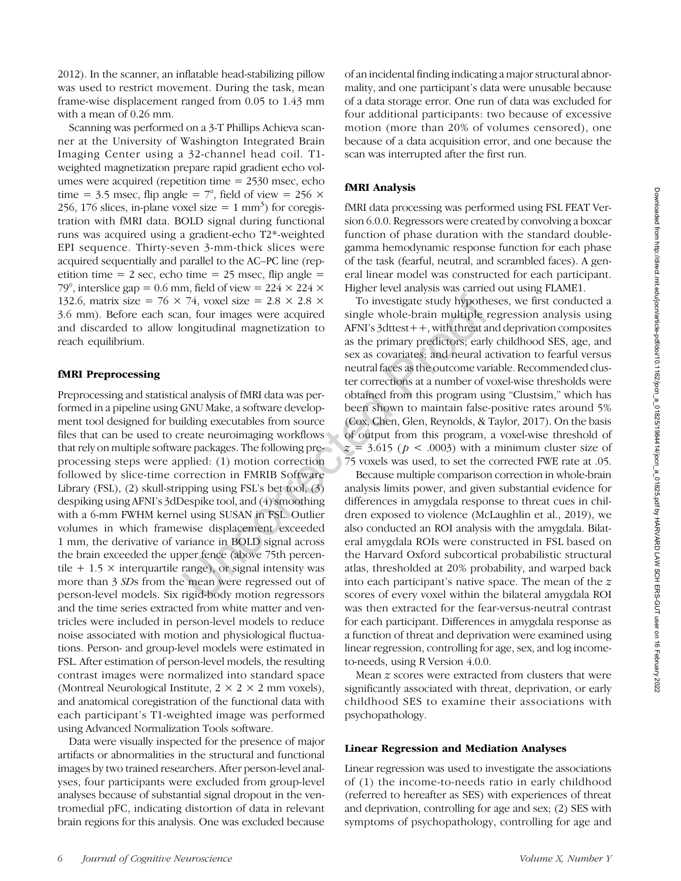2012). In the scanner, an inflatable head-stabilizing pillow was used to restrict movement. During the task, mean frame-wise displacement ranged from 0.05 to 1.43 mm with a mean of 0.26 mm.

Scanning was performed on a 3-T Phillips Achieva scanner at the University of Washington Integrated Brain Imaging Center using a 32-channel head coil. T1-weighted magnetization prepare rapid gradient echo volumes were acquired (repetition time = 2530 msec, echo time = 3.5 msec, flip angle = 7°, field of view = 256 × 256, 176 slices, in-plane voxel size = 1 mm$^3$) for coregistration with fMRI data. BOLD signal during functional runs was acquired using a gradient-echo T2*-weighted EPI sequence. Thirty-seven 3-mm-thick slices were acquired sequentially and parallel to the AC–PC line (repetition time = 2 sec, echo time = 25 msec, flip angle = 79°, interslice gap = 0.6 mm, field of view = 224 × 224 × 132.6, matrix size = 76 × 74, voxel size = 2.8 × 2.8 × 3.6 mm). Before each scan, four images were acquired and discarded to allow longitudinal magnetization to reach equilibrium.

### fMRI Preprocessing

Preprocessing and statistical analysis of fMRI data was performed in a pipeline using GNU Make, a software development tool designed for building executables from source files that can be used to create neuroimaging workflows that rely on multiple software packages. The following preprocessing steps were applied: (1) motion correction followed by slice-time correction in FMRIB Software Library (FSL), (2) skull-stripping using FSL's bet tool, (3) despiking using AFNI's 3dDespike tool, and (4) smoothing with a 6-mm FWHM kernel using SUSAN in FSL. Outlier volumes in which framewise displacement exceeded 1 mm, the derivative of variance in BOLD signal across the brain exceeded the upper fence (above 75th percentile + 1.5 × interquartile range), or signal intensity was more than 3 *SD*s from the mean were regressed out of person-level models. Six rigid-body motion regressors and the time series extracted from white matter and ventricles were included in person-level models to reduce noise associated with motion and physiological fluctuations. Person- and group-level models were estimated in FSL. After estimation of person-level models, the resulting contrast images were normalized into standard space (Montreal Neurological Institute, 2 × 2 × 2 mm voxels), and anatomical coregistration of the functional data with each participant's T1-weighted image was performed using Advanced Normalization Tools software.

Data were visually inspected for the presence of major artifacts or abnormalities in the structural and functional images by two trained researchers. After person-level analyses, four participants were excluded from group-level analyses because of substantial signal dropout in the ventromedial pFC, indicating distortion of data in relevant brain regions for this analysis. One was excluded because of an incidental finding indicating a major structural abnormality, and one participant's data were unusable because of a data storage error. One run of data was excluded for four additional participants: two because of excessive motion (more than 20% of volumes censored), one because of a data acquisition error, and one because the scan was interrupted after the first run.

### fMRI Analysis

fMRI data processing was performed using FSL FEAT Version 6.0.0. Regressors were created by convolving a boxcar function of phase duration with the standard double-gamma hemodynamic response function for each phase of the task (fearful, neutral, and scrambled faces). A general linear model was constructed for each participant. Higher level analysis was carried out using FLAME1.

To investigate study hypotheses, we first conducted a single whole-brain multiple regression analysis using AFNI's 3dttest++, with threat and deprivation composites as the primary predictors; early childhood SES, age, and sex as covariates; and neural activation to fearful versus neutral faces as the outcome variable. Recommended cluster corrections at a number of voxel-wise thresholds were obtained from this program using "Clustsim," which has been shown to maintain false-positive rates around 5% (Cox, Chen, Glen, Reynolds, & Taylor, 2017). On the basis of output from this program, a voxel-wise threshold of $z = 3.615$ ($p < .0003$) with a minimum cluster size of 75 voxels was used, to set the corrected FWE rate at .05.

Because multiple comparison correction in whole-brain analysis limits power, and given substantial evidence for differences in amygdala response to threat cues in children exposed to violence (McLaughlin et al., 2019), we also conducted an ROI analysis with the amygdala. Bilateral amygdala ROIs were constructed in FSL based on the Harvard Oxford subcortical probabilistic structural atlas, thresholded at 20% probability, and warped back into each participant's native space. The mean of the $z$ scores of every voxel within the bilateral amygdala ROI was then extracted for the fear-versus-neutral contrast for each participant. Differences in amygdala response as a function of threat and deprivation were examined using linear regression, controlling for age, sex, and log income-to-needs, using R Version 4.0.0.

Mean $z$ scores were extracted from clusters that were significantly associated with threat, deprivation, or early childhood SES to examine their associations with psychopathology.

### Linear Regression and Mediation Analyses

Linear regression was used to investigate the associations of (1) the income-to-needs ratio in early childhood (referred to hereafter as SES) with experiences of threat and deprivation, controlling for age and sex; (2) SES with symptoms of psychopathology, controlling for age and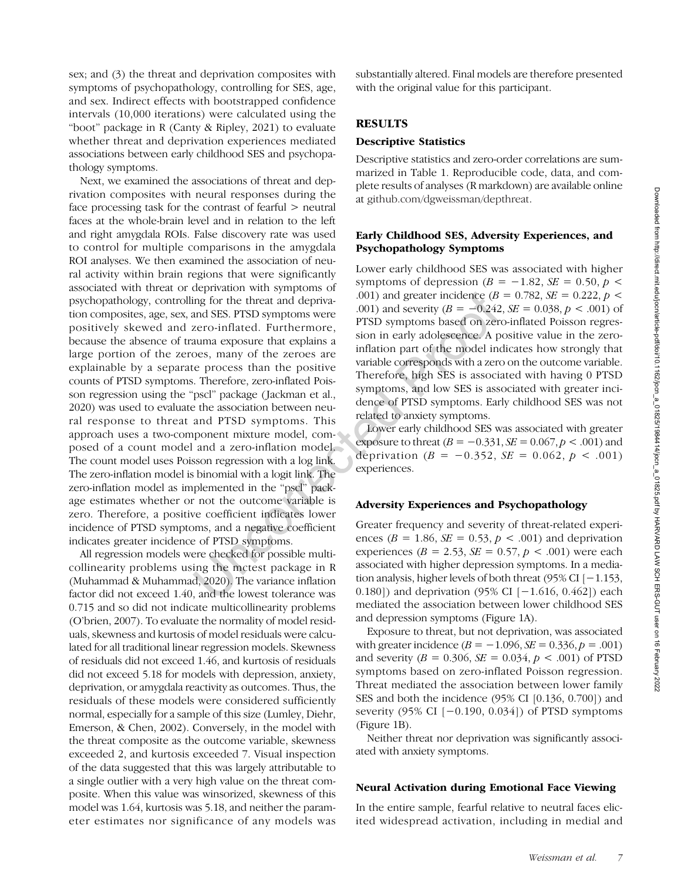sex; and (3) the threat and deprivation composites with symptoms of psychopathology, controlling for SES, age, and sex. Indirect effects with bootstrapped confidence intervals (10,000 iterations) were calculated using the "boot" package in R (Canty & Ripley, 2021) to evaluate whether threat and deprivation experiences mediated associations between early childhood SES and psychopathology symptoms.

Next, we examined the associations of threat and deprivation composites with neural responses during the face processing task for the contrast of fearful > neutral faces at the whole-brain level and in relation to the left and right amygdala ROIs. False discovery rate was used to control for multiple comparisons in the amygdala ROI analyses. We then examined the association of neural activity within brain regions that were significantly associated with threat or deprivation with symptoms of psychopathology, controlling for the threat and deprivation composites, age, sex, and SES. PTSD symptoms were positively skewed and zero-inflated. Furthermore, because the absence of trauma exposure that explains a large portion of the zeroes, many of the zeroes are explainable by a separate process than the positive counts of PTSD symptoms. Therefore, zero-inflated Poisson regression using the "pscl" package (Jackman et al., 2020) was used to evaluate the association between neural response to threat and PTSD symptoms. This approach uses a two-component mixture model, composed of a count model and a zero-inflation model. The count model uses Poisson regression with a log link. The zero-inflation model is binomial with a logit link. The zero-inflation model as implemented in the "pscl" package estimates whether or not the outcome variable is zero. Therefore, a positive coefficient indicates lower incidence of PTSD symptoms, and a negative coefficient indicates greater incidence of PTSD symptoms.

All regression models were checked for possible multicollinearity problems using the mctest package in R (Muhammad & Muhammad, 2020). The variance inflation factor did not exceed 1.40, and the lowest tolerance was 0.715 and so did not indicate multicollinearity problems (O'brien, 2007). To evaluate the normality of model residuals, skewness and kurtosis of model residuals were calculated for all traditional linear regression models. Skewness of residuals did not exceed 1.46, and kurtosis of residuals did not exceed 5.18 for models with depression, anxiety, deprivation, or amygdala reactivity as outcomes. Thus, the residuals of these models were considered sufficiently normal, especially for a sample of this size (Lumley, Diehr, Emerson, & Chen, 2002). Conversely, in the model with the threat composite as the outcome variable, skewness exceeded 2, and kurtosis exceeded 7. Visual inspection of the data suggested that this was largely attributable to a single outlier with a very high value on the threat composite. When this value was winsorized, skewness of this model was 1.64, kurtosis was 5.18, and neither the parameter estimates nor significance of any models was substantially altered. Final models are therefore presented with the original value for this participant.

## RESULTS

### Descriptive Statistics

Descriptive statistics and zero-order correlations are summarized in Table 1. Reproducible code, data, and complete results of analyses (R markdown) are available online at github.com/dgweissman/depthreat.

### Early Childhood SES, Adversity Experiences, and Psychopathology Symptoms

Lower early childhood SES was associated with higher symptoms of depression ($B = -1.82$, $SE = 0.50$, $p < .001$) and greater incidence ($B = 0.782$, $SE = 0.222$, $p < .001$) and severity ($B = -0.242$, $SE = 0.038$, $p < .001$) of PTSD symptoms based on zero-inflated Poisson regression in early adolescence. A positive value in the zero-inflation part of the model indicates how strongly that variable corresponds with a zero on the outcome variable. Therefore, high SES is associated with having 0 PTSD symptoms, and low SES is associated with greater incidence of PTSD symptoms. Early childhood SES was not related to anxiety symptoms.

Lower early childhood SES was associated with greater exposure to threat ($B = -0.331$, $SE = 0.067$, $p < .001$) and deprivation ($B = -0.352$, $SE = 0.062$, $p < .001$) experiences.

### Adversity Experiences and Psychopathology

Greater frequency and severity of threat-related experiences ($B = 1.86$, $SE = 0.53$, $p < .001$) and deprivation experiences ($B = 2.53$, $SE = 0.57$, $p < .001$) were each associated with higher depression symptoms. In a mediation analysis, higher levels of both threat (95% CI [−1.153, 0.180]) and deprivation (95% CI [−1.616, 0.462]) each mediated the association between lower childhood SES and depression symptoms (Figure 1A).

Exposure to threat, but not deprivation, was associated with greater incidence ($B = -1.096$, $SE = 0.336$, $p = .001$) and severity ($B = 0.306$, $SE = 0.034$, $p < .001$) of PTSD symptoms based on zero-inflated Poisson regression. Threat mediated the association between lower family SES and both the incidence (95% CI [0.136, 0.700]) and severity (95% CI [−0.190, 0.034]) of PTSD symptoms (Figure 1B).

Neither threat nor deprivation was significantly associated with anxiety symptoms.

### Neural Activation during Emotional Face Viewing

In the entire sample, fearful relative to neutral faces elicited widespread activation, including in medial and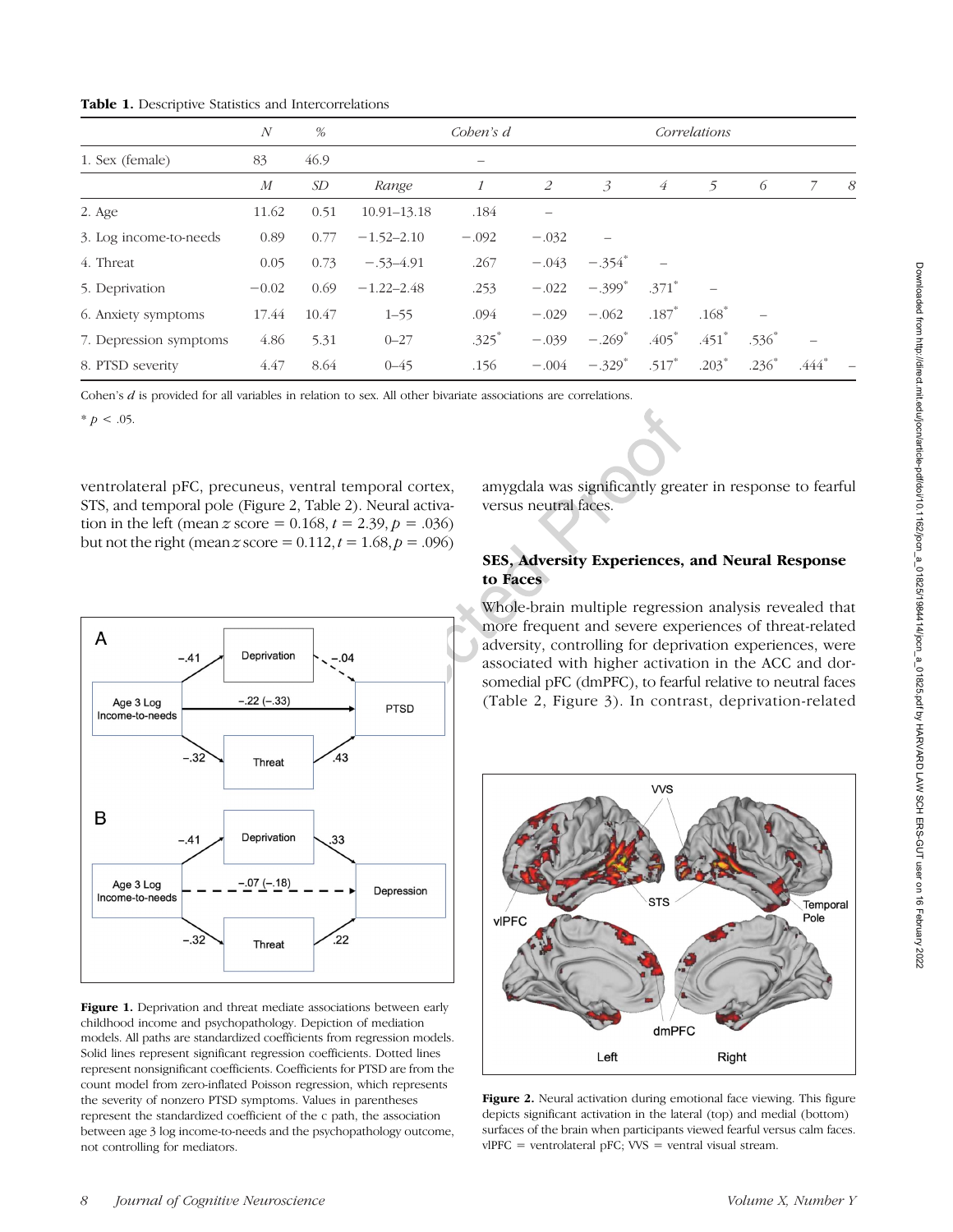**Table 1.** Descriptive Statistics and Intercorrelations

| | *N* | % | | *Cohen's d* | *Correlations* | | | | | | |
|---|---|---|---|---|---|---|---|---|---|---|---|
| 1. Sex (female) | 83 | 46.9 | | – | | | | | | | |
| | *M* | *SD* | *Range* | *1* | *2* | *3* | *4* | *5* | *6* | *7* | *8* |
| 2. Age | 11.62 | 0.51 | 10.91–13.18 | .184 | – | | | | | | |
| 3. Log income-to-needs | 0.89 | 0.77 | −1.52–2.10 | −.092 | −.032 | – | | | | | |
| 4. Threat | 0.05 | 0.73 | −.53–4.91 | .267 | −.043 | −.354* | – | | | | |
| 5. Deprivation | −0.02 | 0.69 | −1.22–2.48 | .253 | −.022 | −.399* | .371* | – | | | |
| 6. Anxiety symptoms | 17.44 | 10.47 | 1–55 | .094 | −.029 | −.062 | .187* | .168* | – | | |
| 7. Depression symptoms | 4.86 | 5.31 | 0–27 | .325* | −.039 | −.269* | .405* | .451* | .536* | – | |
| 8. PTSD severity | 4.47 | 8.64 | 0–45 | .156 | −.004 | −.329* | .517* | .203* | .236* | .444* | – |

Cohen's ***d*** is provided for all variables in relation to sex. All other bivariate associations are correlations.

* $p < .05$.

ventrolateral pFC, precuneus, ventral temporal cortex, STS, and temporal pole (Figure 2, Table 2). Neural activation in the left (mean $z$ score $= 0.168$, $t = 2.39$, $p = .036$) but not the right (mean $z$ score $= 0.112$, $t = 1.68$, $p = .096$) amygdala was significantly greater in response to fearful versus neutral faces.

**Figure 1.** Deprivation and threat mediate associations between early childhood income and psychopathology. Depiction of mediation models. All paths are standardized coefficients from regression models. Solid lines represent significant regression coefficients. Dotted lines represent nonsignificant coefficients. Coefficients for PTSD are from the count model from zero-inflated Poisson regression, which represents the severity of nonzero PTSD symptoms. Values in parentheses represent the standardized coefficient of the c path, the association between age 3 log income-to-needs and the psychopathology outcome, not controlling for mediators.

### SES, Adversity Experiences, and Neural Response to Faces

Whole-brain multiple regression analysis revealed that more frequent and severe experiences of threat-related adversity, controlling for deprivation experiences, were associated with higher activation in the ACC and dorsomedial pFC (dmPFC), to fearful relative to neutral faces (Table 2, Figure 3). In contrast, deprivation-related

**Figure 2.** Neural activation during emotional face viewing. This figure depicts significant activation in the lateral (top) and medial (bottom) surfaces of the brain when participants viewed fearful versus calm faces. vlPFC = ventrolateral pFC; VVS = ventral visual stream.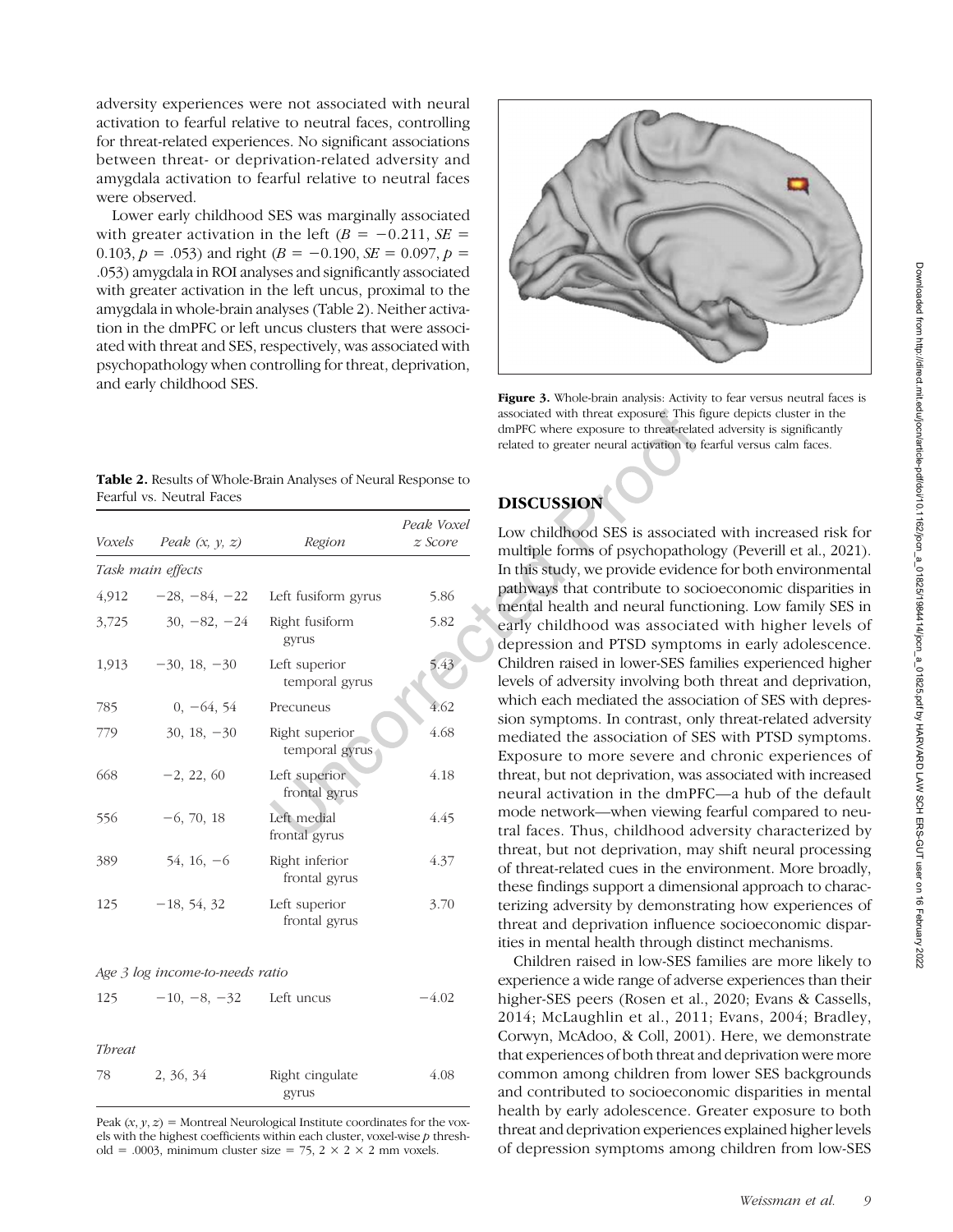adversity experiences were not associated with neural activation to fearful relative to neutral faces, controlling for threat-related experiences. No significant associations between threat- or deprivation-related adversity and amygdala activation to fearful relative to neutral faces were observed.

Lower early childhood SES was marginally associated with greater activation in the left ($B = -0.211$, $SE = 0.103$, $p = .053$) and right ($B = -0.190$, $SE = 0.097$, $p = .053$) amygdala in ROI analyses and significantly associated with greater activation in the left uncus, proximal to the amygdala in whole-brain analyses (Table 2). Neither activation in the dmPFC or left uncus clusters that were associated with threat and SES, respectively, was associated with psychopathology when controlling for threat, deprivation, and early childhood SES.

**Table 2.** Results of Whole-Brain Analyses of Neural Response to Fearful vs. Neutral Faces

| *Voxels* | *Peak (x, y, z)* | *Region* | *Peak Voxel z Score* |
|---|---|---|---|
| *Task main effects* | | | |
| 4,912 | −28, −84, −22 | Left fusiform gyrus | 5.86 |
| 3,725 | 30, −82, −24 | Right fusiform gyrus | 5.82 |
| 1,913 | −30, 18, −30 | Left superior temporal gyrus | 5.43 |
| 785 | 0, −64, 54 | Precuneus | 4.62 |
| 779 | 30, 18, −30 | Right superior temporal gyrus | 4.68 |
| 668 | −2, 22, 60 | Left superior frontal gyrus | 4.18 |
| 556 | −6, 70, 18 | Left medial frontal gyrus | 4.45 |
| 389 | 54, 16, −6 | Right inferior frontal gyrus | 4.37 |
| 125 | −18, 54, 32 | Left superior frontal gyrus | 3.70 |
| *Age 3 log income-to-needs ratio* | | | |
| 125 | −10, −8, −32 | Left uncus | −4.02 |
| *Threat* | | | |
| 78 | 2, 36, 34 | Right cingulate gyrus | 4.08 |

Peak ($x$, $y$, $z$) = Montreal Neurological Institute coordinates for the voxels with the highest coefficients within each cluster, voxel-wise $p$ threshold = .0003, minimum cluster size = 75, 2 × 2 × 2 mm voxels.

**Figure 3.** Whole-brain analysis: Activity to fear versus neutral faces is associated with threat exposure. This figure depicts cluster in the dmPFC where exposure to threat-related adversity is significantly related to greater neural activation to fearful versus calm faces.

## DISCUSSION

Low childhood SES is associated with increased risk for multiple forms of psychopathology (Peverill et al., 2021). In this study, we provide evidence for both environmental pathways that contribute to socioeconomic disparities in mental health and neural functioning. Low family SES in early childhood was associated with higher levels of depression and PTSD symptoms in early adolescence. Children raised in lower-SES families experienced higher levels of adversity involving both threat and deprivation, which each mediated the association of SES with depression symptoms. In contrast, only threat-related adversity mediated the association of SES with PTSD symptoms. Exposure to more severe and chronic experiences of threat, but not deprivation, was associated with increased neural activation in the dmPFC—a hub of the default mode network—when viewing fearful compared to neutral faces. Thus, childhood adversity characterized by threat, but not deprivation, may shift neural processing of threat-related cues in the environment. More broadly, these findings support a dimensional approach to characterizing adversity by demonstrating how experiences of threat and deprivation influence socioeconomic disparities in mental health through distinct mechanisms.

Children raised in low-SES families are more likely to experience a wide range of adverse experiences than their higher-SES peers (Rosen et al., 2020; Evans & Cassells, 2014; McLaughlin et al., 2011; Evans, 2004; Bradley, Corwyn, McAdoo, & Coll, 2001). Here, we demonstrate that experiences of both threat and deprivation were more common among children from lower SES backgrounds and contributed to socioeconomic disparities in mental health by early adolescence. Greater exposure to both threat and deprivation experiences explained higher levels of depression symptoms among children from low-SES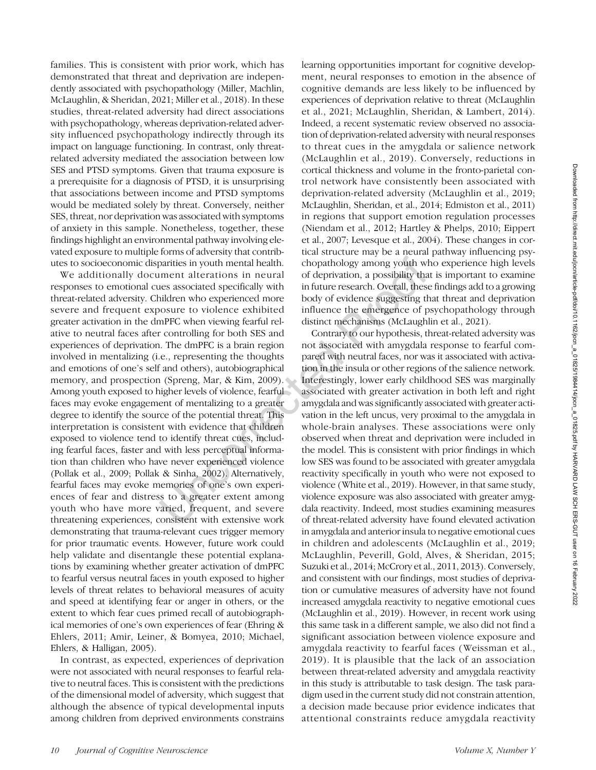families. This is consistent with prior work, which has demonstrated that threat and deprivation are independently associated with psychopathology (Miller, Machlin, McLaughlin, & Sheridan, 2021; Miller et al., 2018). In these studies, threat-related adversity had direct associations with psychopathology, whereas deprivation-related adversity influenced psychopathology indirectly through its impact on language functioning. In contrast, only threat-related adversity mediated the association between low SES and PTSD symptoms. Given that trauma exposure is a prerequisite for a diagnosis of PTSD, it is unsurprising that associations between income and PTSD symptoms would be mediated solely by threat. Conversely, neither SES, threat, nor deprivation was associated with symptoms of anxiety in this sample. Nonetheless, together, these findings highlight an environmental pathway involving elevated exposure to multiple forms of adversity that contributes to socioeconomic disparities in youth mental health.

We additionally document alterations in neural responses to emotional cues associated specifically with threat-related adversity. Children who experienced more severe and frequent exposure to violence exhibited greater activation in the dmPFC when viewing fearful relative to neutral faces after controlling for both SES and experiences of deprivation. The dmPFC is a brain region involved in mentalizing (i.e., representing the thoughts and emotions of one's self and others), autobiographical memory, and prospection (Spreng, Mar, & Kim, 2009). Among youth exposed to higher levels of violence, fearful faces may evoke engagement of mentalizing to a greater degree to identify the source of the potential threat. This interpretation is consistent with evidence that children exposed to violence tend to identify threat cues, including fearful faces, faster and with less perceptual information than children who have never experienced violence (Pollak et al., 2009; Pollak & Sinha, 2002). Alternatively, fearful faces may evoke memories of one's own experiences of fear and distress to a greater extent among youth who have more varied, frequent, and severe threatening experiences, consistent with extensive work demonstrating that trauma-relevant cues trigger memory for prior traumatic events. However, future work could help validate and disentangle these potential explanations by examining whether greater activation of dmPFC to fearful versus neutral faces in youth exposed to higher levels of threat relates to behavioral measures of acuity and speed at identifying fear or anger in others, or the extent to which fear cues primed recall of autobiographical memories of one's own experiences of fear (Ehring & Ehlers, 2011; Amir, Leiner, & Bomyea, 2010; Michael, Ehlers, & Halligan, 2005).

In contrast, as expected, experiences of deprivation were not associated with neural responses to fearful relative to neutral faces. This is consistent with the predictions of the dimensional model of adversity, which suggest that although the absence of typical developmental inputs among children from deprived environments constrains learning opportunities important for cognitive development, neural responses to emotion in the absence of cognitive demands are less likely to be influenced by experiences of deprivation relative to threat (McLaughlin et al., 2021; McLaughlin, Sheridan, & Lambert, 2014). Indeed, a recent systematic review observed no association of deprivation-related adversity with neural responses to threat cues in the amygdala or salience network (McLaughlin et al., 2019). Conversely, reductions in cortical thickness and volume in the fronto-parietal control network have consistently been associated with deprivation-related adversity (McLaughlin et al., 2019; McLaughlin, Sheridan, et al., 2014; Edmiston et al., 2011) in regions that support emotion regulation processes (Niendam et al., 2012; Hartley & Phelps, 2010; Eippert et al., 2007; Levesque et al., 2004). These changes in cortical structure may be a neural pathway influencing psychopathology among youth who experience high levels of deprivation, a possibility that is important to examine in future research. Overall, these findings add to a growing body of evidence suggesting that threat and deprivation influence the emergence of psychopathology through distinct mechanisms (McLaughlin et al., 2021).

Contrary to our hypothesis, threat-related adversity was not associated with amygdala response to fearful compared with neutral faces, nor was it associated with activation in the insula or other regions of the salience network. Interestingly, lower early childhood SES was marginally associated with greater activation in both left and right amygdala and was significantly associated with greater activation in the left uncus, very proximal to the amygdala in whole-brain analyses. These associations were only observed when threat and deprivation were included in the model. This is consistent with prior findings in which low SES was found to be associated with greater amygdala reactivity specifically in youth who were not exposed to violence (White et al., 2019). However, in that same study, violence exposure was also associated with greater amygdala reactivity. Indeed, most studies examining measures of threat-related adversity have found elevated activation in amygdala and anterior insula to negative emotional cues in children and adolescents (McLaughlin et al., 2019; McLaughlin, Peverill, Gold, Alves, & Sheridan, 2015; Suzuki et al., 2014; McCrory et al., 2011, 2013). Conversely, and consistent with our findings, most studies of deprivation or cumulative measures of adversity have not found increased amygdala reactivity to negative emotional cues (McLaughlin et al., 2019). However, in recent work using this same task in a different sample, we also did not find a significant association between violence exposure and amygdala reactivity to fearful faces (Weissman et al., 2019). It is plausible that the lack of an association between threat-related adversity and amygdala reactivity in this study is attributable to task design. The task paradigm used in the current study did not constrain attention, a decision made because prior evidence indicates that attentional constraints reduce amygdala reactivity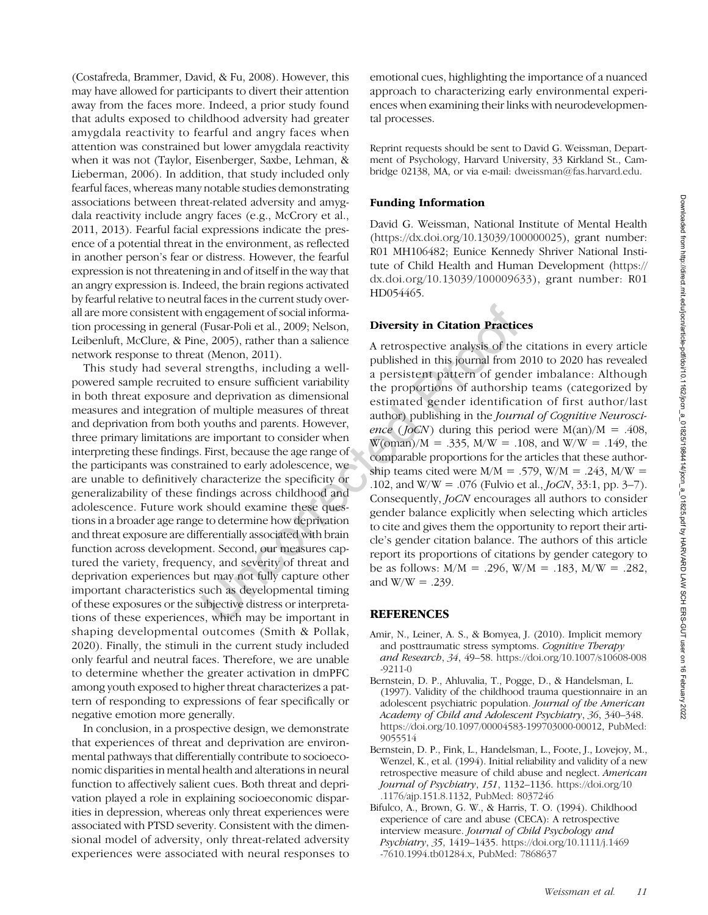(Costafreda, Brammer, David, & Fu, 2008). However, this may have allowed for participants to divert their attention away from the faces more. Indeed, a prior study found that adults exposed to childhood adversity had greater amygdala reactivity to fearful and angry faces when attention was constrained but lower amygdala reactivity when it was not (Taylor, Eisenberger, Saxbe, Lehman, & Lieberman, 2006). In addition, that study included only fearful faces, whereas many notable studies demonstrating associations between threat-related adversity and amygdala reactivity include angry faces (e.g., McCrory et al., 2011, 2013). Fearful facial expressions indicate the presence of a potential threat in the environment, as reflected in another person's fear or distress. However, the fearful expression is not threatening in and of itself in the way that an angry expression is. Indeed, the brain regions activated by fearful relative to neutral faces in the current study overall are more consistent with engagement of social information processing in general (Fusar-Poli et al., 2009; Nelson, Leibenluft, McClure, & Pine, 2005), rather than a salience network response to threat (Menon, 2011).

This study had several strengths, including a well-powered sample recruited to ensure sufficient variability in both threat exposure and deprivation as dimensional measures and integration of multiple measures of threat and deprivation from both youths and parents. However, three primary limitations are important to consider when interpreting these findings. First, because the age range of the participants was constrained to early adolescence, we are unable to definitively characterize the specificity or generalizability of these findings across childhood and adolescence. Future work should examine these questions in a broader age range to determine how deprivation and threat exposure are differentially associated with brain function across development. Second, our measures captured the variety, frequency, and severity of threat and deprivation experiences but may not fully capture other important characteristics such as developmental timing of these exposures or the subjective distress or interpretations of these experiences, which may be important in shaping developmental outcomes (Smith & Pollak, 2020). Finally, the stimuli in the current study included only fearful and neutral faces. Therefore, we are unable to determine whether the greater activation in dmPFC among youth exposed to higher threat characterizes a pattern of responding to expressions of fear specifically or negative emotion more generally.

In conclusion, in a prospective design, we demonstrate that experiences of threat and deprivation are environmental pathways that differentially contribute to socioeconomic disparities in mental health and alterations in neural function to affectively salient cues. Both threat and deprivation played a role in explaining socioeconomic disparities in depression, whereas only threat experiences were associated with PTSD severity. Consistent with the dimensional model of adversity, only threat-related adversity experiences were associated with neural responses to emotional cues, highlighting the importance of a nuanced approach to characterizing early environmental experiences when examining their links with neurodevelopmental processes.

Reprint requests should be sent to David G. Weissman, Department of Psychology, Harvard University, 33 Kirkland St., Cambridge 02138, MA, or via e-mail: dweissman@fas.harvard.edu.

### Funding Information

David G. Weissman, National Institute of Mental Health (https://dx.doi.org/10.13039/100000025), grant number: R01 MH106482; Eunice Kennedy Shriver National Institute of Child Health and Human Development (https://dx.doi.org/10.13039/100009633), grant number: R01 HD054465.

### Diversity in Citation Practices

A retrospective analysis of the citations in every article published in this journal from 2010 to 2020 has revealed a persistent pattern of gender imbalance: Although the proportions of authorship teams (categorized by estimated gender identification of first author/last author) publishing in the *Journal of Cognitive Neuroscience* (*JoCN*) during this period were M(an)/M = .408, W(oman)/M = .335, M/W = .108, and W/W = .149, the comparable proportions for the articles that these authorship teams cited were M/M = .579, W/M = .243, M/W = .102, and W/W = .076 (Fulvio et al., *JoCN*, 33:1, pp. 3–7). Consequently, *JoCN* encourages all authors to consider gender balance explicitly when selecting which articles to cite and gives them the opportunity to report their article's gender citation balance. The authors of this article report its proportions of citations by gender category to be as follows: M/M = .296, W/M = .183, M/W = .282, and W/W = .239.

## REFERENCES

Amir, N., Leiner, A. S., & Bomyea, J. (2010). Implicit memory and posttraumatic stress symptoms. *Cognitive Therapy and Research*, *34*, 49–58. https://doi.org/10.1007/s10608-008-9211-0

Bernstein, D. P., Ahluvalia, T., Pogge, D., & Handelsman, L. (1997). Validity of the childhood trauma questionnaire in an adolescent psychiatric population. *Journal of the American Academy of Child and Adolescent Psychiatry*, *36*, 340–348. https://doi.org/10.1097/00004583-199703000-00012, PubMed: 9055514

Bernstein, D. P., Fink, L., Handelsman, L., Foote, J., Lovejoy, M., Wenzel, K., et al. (1994). Initial reliability and validity of a new retrospective measure of child abuse and neglect. *American Journal of Psychiatry*, *151*, 1132–1136. https://doi.org/10.1176/ajp.151.8.1132, PubMed: 8037246

Bifulco, A., Brown, G. W., & Harris, T. O. (1994). Childhood experience of care and abuse (CECA): A retrospective interview measure. *Journal of Child Psychology and Psychiatry*, *35*, 1419–1435. https://doi.org/10.1111/j.1469-7610.1994.tb01284.x, PubMed: 7868637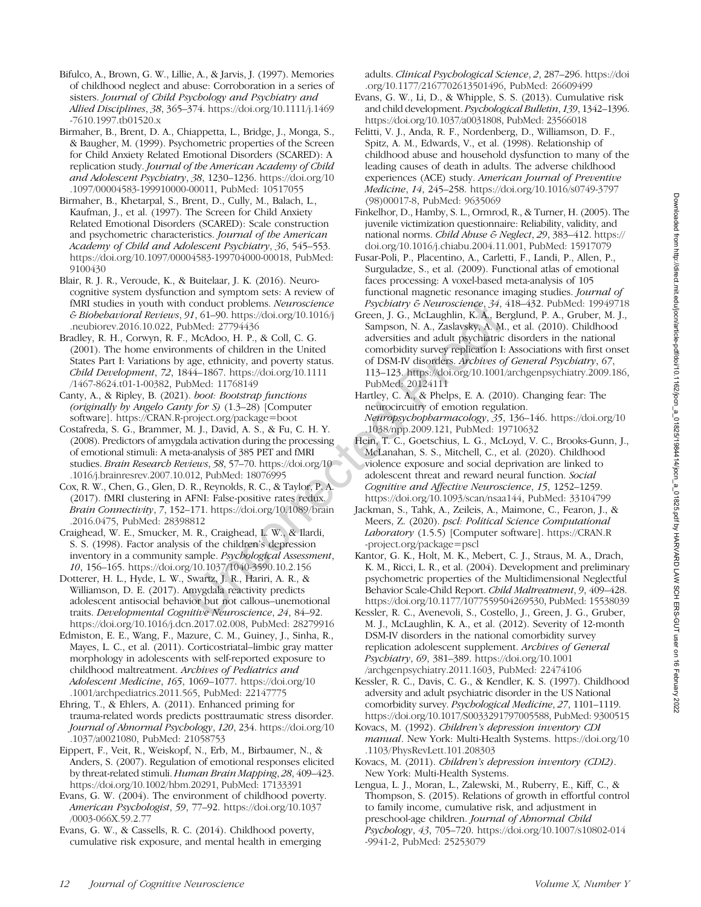Bifulco, A., Brown, G. W., Lillie, A., & Jarvis, J. (1997). Memories of childhood neglect and abuse: Corroboration in a series of sisters. *Journal of Child Psychology and Psychiatry and Allied Disciplines*, *38*, 365–374. https://doi.org/10.1111/j.1469-7610.1997.tb01520.x

Birmaher, B., Brent, D. A., Chiappetta, L., Bridge, J., Monga, S., & Baugher, M. (1999). Psychometric properties of the Screen for Child Anxiety Related Emotional Disorders (SCARED): A replication study. *Journal of the American Academy of Child and Adolescent Psychiatry*, *38*, 1230–1236. https://doi.org/10.1097/00004583-199910000-00011, PubMed: 10517055

Birmaher, B., Khetarpal, S., Brent, D., Cully, M., Balach, L., Kaufman, J., et al. (1997). The Screen for Child Anxiety Related Emotional Disorders (SCARED): Scale construction and psychometric characteristics. *Journal of the American Academy of Child and Adolescent Psychiatry*, *36*, 545–553. https://doi.org/10.1097/00004583-199704000-00018, PubMed: 9100430

Blair, R. J. R., Veroude, K., & Buitelaar, J. K. (2016). Neuro-cognitive system dysfunction and symptom sets: A review of fMRI studies in youth with conduct problems. *Neuroscience & Biobehavioral Reviews*, *91*, 61–90. https://doi.org/10.1016/j.neubiorev.2016.10.022, PubMed: 27794436

Bradley, R. H., Corwyn, R. F., McAdoo, H. P., & Coll, C. G. (2001). The home environments of children in the United States Part I: Variations by age, ethnicity, and poverty status. *Child Development*, *72*, 1844–1867. https://doi.org/10.1111/1467-8624.t01-1-00382, PubMed: 11768149

Canty, A., & Ripley, B. (2021). *boot: Bootstrap functions (originally by Angelo Canty for S)* (1.3–28) [Computer software]. https://CRAN.R-project.org/package=boot

Costafreda, S. G., Brammer, M. J., David, A. S., & Fu, C. H. Y. (2008). Predictors of amygdala activation during the processing of emotional stimuli: A meta-analysis of 385 PET and fMRI studies. *Brain Research Reviews*, *58*, 57–70. https://doi.org/10.1016/j.brainresrev.2007.10.012, PubMed: 18076995

Cox, R. W., Chen, G., Glen, D. R., Reynolds, R. C., & Taylor, P. A. (2017). fMRI clustering in AFNI: False-positive rates redux. *Brain Connectivity*, *7*, 152–171. https://doi.org/10.1089/brain.2016.0475, PubMed: 28398812

Craighead, W. E., Smucker, M. R., Craighead, L. W., & Ilardi, S. S. (1998). Factor analysis of the children's depression inventory in a community sample. *Psychological Assessment*, *10*, 156–165. https://doi.org/10.1037/1040-3590.10.2.156

Dotterer, H. L., Hyde, L. W., Swartz, J. R., Hariri, A. R., & Williamson, D. E. (2017). Amygdala reactivity predicts adolescent antisocial behavior but not callous–unemotional traits. *Developmental Cognitive Neuroscience*, *24*, 84–92. https://doi.org/10.1016/j.dcn.2017.02.008, PubMed: 28279916

Edmiston, E. E., Wang, F., Mazure, C. M., Guiney, J., Sinha, R., Mayes, L. C., et al. (2011). Corticostriatal–limbic gray matter morphology in adolescents with self-reported exposure to childhood maltreatment. *Archives of Pediatrics and Adolescent Medicine*, *165*, 1069–1077. https://doi.org/10.1001/archpediatrics.2011.565, PubMed: 22147775

Ehring, T., & Ehlers, A. (2011). Enhanced priming for trauma-related words predicts posttraumatic stress disorder. *Journal of Abnormal Psychology*, *120*, 234. https://doi.org/10.1037/a0021080, PubMed: 21058753

Eippert, F., Veit, R., Weiskopf, N., Erb, M., Birbaumer, N., & Anders, S. (2007). Regulation of emotional responses elicited by threat-related stimuli. *Human Brain Mapping*, *28*, 409–423. https://doi.org/10.1002/hbm.20291, PubMed: 17133391

Evans, G. W. (2004). The environment of childhood poverty. *American Psychologist*, *59*, 77–92. https://doi.org/10.1037/0003-066X.59.2.77

Evans, G. W., & Cassells, R. C. (2014). Childhood poverty, cumulative risk exposure, and mental health in emerging adults. *Clinical Psychological Science*, *2*, 287–296. https://doi.org/10.1177/2167702613501496, PubMed: 26609499

Evans, G. W., Li, D., & Whipple, S. S. (2013). Cumulative risk and child development. *Psychological Bulletin*, *139*, 1342–1396. https://doi.org/10.1037/a0031808, PubMed: 23566018

Felitti, V. J., Anda, R. F., Nordenberg, D., Williamson, D. F., Spitz, A. M., Edwards, V., et al. (1998). Relationship of childhood abuse and household dysfunction to many of the leading causes of death in adults. The adverse childhood experiences (ACE) study. *American Journal of Preventive Medicine*, *14*, 245–258. https://doi.org/10.1016/s0749-3797(98)00017-8, PubMed: 9635069

Finkelhor, D., Hamby, S. L., Ormrod, R., & Turner, H. (2005). The juvenile victimization questionnaire: Reliability, validity, and national norms. *Child Abuse & Neglect*, *29*, 383–412. https://doi.org/10.1016/j.chiabu.2004.11.001, PubMed: 15917079

Fusar-Poli, P., Placentino, A., Carletti, F., Landi, P., Allen, P., Surguladze, S., et al. (2009). Functional atlas of emotional faces processing: A voxel-based meta-analysis of 105 functional magnetic resonance imaging studies. *Journal of Psychiatry & Neuroscience*, *34*, 418–432. PubMed: 19949718

Green, J. G., McLaughlin, K. A., Berglund, P. A., Gruber, M. J., Sampson, N. A., Zaslavsky, A. M., et al. (2010). Childhood adversities and adult psychiatric disorders in the national comorbidity survey replication I: Associations with first onset of DSM-IV disorders. *Archives of General Psychiatry*, *67*, 113–123. https://doi.org/10.1001/archgenpsychiatry.2009.186, PubMed: 20124111

Hartley, C. A., & Phelps, E. A. (2010). Changing fear: The neurocircuitry of emotion regulation. *Neuropsychopharmacology*, *35*, 136–146. https://doi.org/10.1038/npp.2009.121, PubMed: 19710632

Hein, T. C., Goetschius, L. G., McLoyd, V. C., Brooks-Gunn, J., McLanahan, S. S., Mitchell, C., et al. (2020). Childhood violence exposure and social deprivation are linked to adolescent threat and reward neural function. *Social Cognitive and Affective Neuroscience*, *15*, 1252–1259. https://doi.org/10.1093/scan/nsaa144, PubMed: 33104799

Jackman, S., Tahk, A., Zeileis, A., Maimone, C., Fearon, J., & Meers, Z. (2020). *pscl: Political Science Computational Laboratory* (1.5.5) [Computer software]. https://CRAN.R-project.org/package=pscl

Kantor, G. K., Holt, M. K., Mebert, C. J., Straus, M. A., Drach, K. M., Ricci, L. R., et al. (2004). Development and preliminary psychometric properties of the Multidimensional Neglectful Behavior Scale-Child Report. *Child Maltreatment*, *9*, 409–428. https://doi.org/10.1177/1077559504269530, PubMed: 15538039

Kessler, R. C., Avenevoli, S., Costello, J., Green, J. G., Gruber, M. J., McLaughlin, K. A., et al. (2012). Severity of 12-month DSM-IV disorders in the national comorbidity survey replication adolescent supplement. *Archives of General Psychiatry*, *69*, 381–389. https://doi.org/10.1001/archgenpsychiatry.2011.1603, PubMed: 22474106

Kessler, R. C., Davis, C. G., & Kendler, K. S. (1997). Childhood adversity and adult psychiatric disorder in the US National comorbidity survey. *Psychological Medicine*, *27*, 1101–1119. https://doi.org/10.1017/S0033291797005588, PubMed: 9300515

Kovacs, M. (1992). *Children's depression inventory CDI manual*. New York: Multi-Health Systems. https://doi.org/10.1103/PhysRevLett.101.208303

Kovacs, M. (2011). *Children's depression inventory (CDI2)*. New York: Multi-Health Systems.

Lengua, L. J., Moran, L., Zalewski, M., Ruberry, E., Kiff, C., & Thompson, S. (2015). Relations of growth in effortful control to family income, cumulative risk, and adjustment in preschool-age children. *Journal of Abnormal Child Psychology*, *43*, 705–720. https://doi.org/10.1007/s10802-014-9941-2, PubMed: 25253079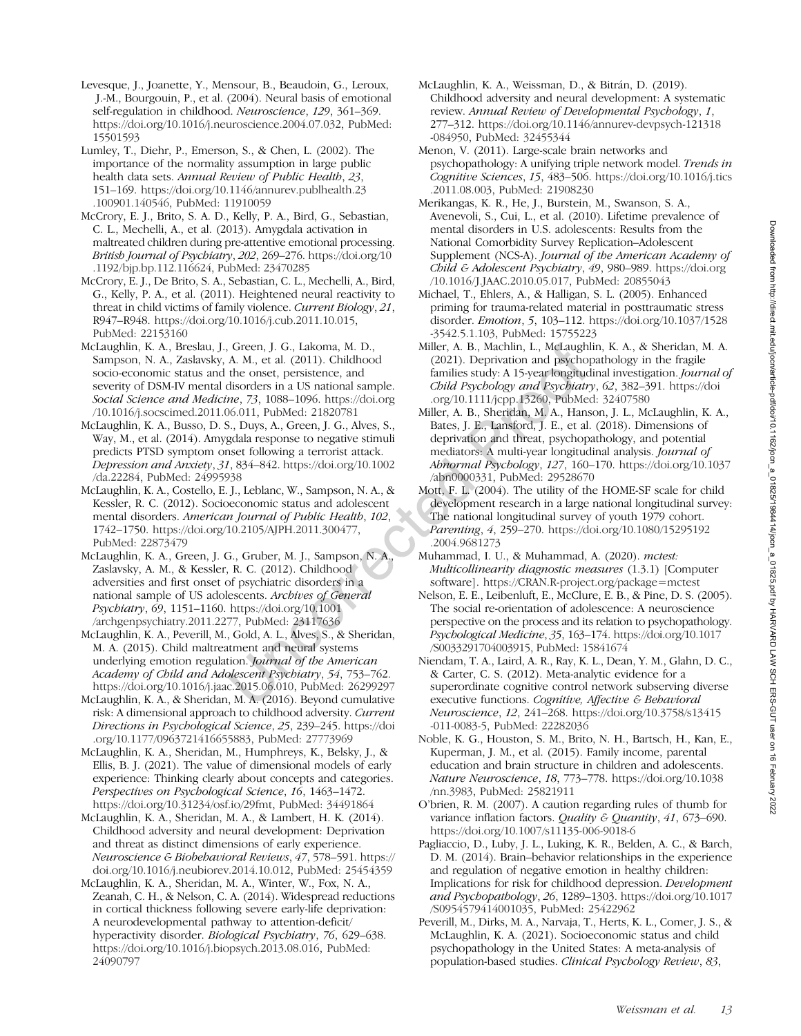Levesque, J., Joanette, Y., Mensour, B., Beaudoin, G., Leroux, J.-M., Bourgouin, P., et al. (2004). Neural basis of emotional self-regulation in childhood. *Neuroscience*, *129*, 361–369. https://doi.org/10.1016/j.neuroscience.2004.07.032, PubMed: 15501593

Lumley, T., Diehr, P., Emerson, S., & Chen, L. (2002). The importance of the normality assumption in large public health data sets. *Annual Review of Public Health*, *23*, 151–169. https://doi.org/10.1146/annurev.publhealth.23.100901.140546, PubMed: 11910059

McCrory, E. J., Brito, S. A. D., Kelly, P. A., Bird, G., Sebastian, C. L., Mechelli, A., et al. (2013). Amygdala activation in maltreated children during pre-attentive emotional processing. *British Journal of Psychiatry*, *202*, 269–276. https://doi.org/10.1192/bjp.bp.112.116624, PubMed: 23470285

McCrory, E. J., De Brito, S. A., Sebastian, C. L., Mechelli, A., Bird, G., Kelly, P. A., et al. (2011). Heightened neural reactivity to threat in child victims of family violence. *Current Biology*, *21*, R947–R948. https://doi.org/10.1016/j.cub.2011.10.015, PubMed: 22153160

McLaughlin, K. A., Breslau, J., Green, J. G., Lakoma, M. D., Sampson, N. A., Zaslavsky, A. M., et al. (2011). Childhood socio-economic status and the onset, persistence, and severity of DSM-IV mental disorders in a US national sample. *Social Science and Medicine*, *73*, 1088–1096. https://doi.org/10.1016/j.socscimed.2011.06.011, PubMed: 21820781

McLaughlin, K. A., Busso, D. S., Duys, A., Green, J. G., Alves, S., Way, M., et al. (2014). Amygdala response to negative stimuli predicts PTSD symptom onset following a terrorist attack. *Depression and Anxiety*, *31*, 834–842. https://doi.org/10.1002/da.22284, PubMed: 24995938

McLaughlin, K. A., Costello, E. J., Leblanc, W., Sampson, N. A., & Kessler, R. C. (2012). Socioeconomic status and adolescent mental disorders. *American Journal of Public Health*, *102*, 1742–1750. https://doi.org/10.2105/AJPH.2011.300477, PubMed: 22873479

McLaughlin, K. A., Green, J. G., Gruber, M. J., Sampson, N. A., Zaslavsky, A. M., & Kessler, R. C. (2012). Childhood adversities and first onset of psychiatric disorders in a national sample of US adolescents. *Archives of General Psychiatry*, *69*, 1151–1160. https://doi.org/10.1001/archgenpsychiatry.2011.2277, PubMed: 23117636

McLaughlin, K. A., Peverill, M., Gold, A. L., Alves, S., & Sheridan, M. A. (2015). Child maltreatment and neural systems underlying emotion regulation. *Journal of the American Academy of Child and Adolescent Psychiatry*, *54*, 753–762. https://doi.org/10.1016/j.jaac.2015.06.010, PubMed: 26299297

McLaughlin, K. A., & Sheridan, M. A. (2016). Beyond cumulative risk: A dimensional approach to childhood adversity. *Current Directions in Psychological Science*, *25*, 239–245. https://doi.org/10.1177/0963721416655883, PubMed: 27773969

McLaughlin, K. A., Sheridan, M., Humphreys, K., Belsky, J., & Ellis, B. J. (2021). The value of dimensional models of early experience: Thinking clearly about concepts and categories. *Perspectives on Psychological Science*, *16*, 1463–1472. https://doi.org/10.31234/osf.io/29fmt, PubMed: 34491864

McLaughlin, K. A., Sheridan, M. A., & Lambert, H. K. (2014). Childhood adversity and neural development: Deprivation and threat as distinct dimensions of early experience. *Neuroscience & Biobehavioral Reviews*, *47*, 578–591. https://doi.org/10.1016/j.neubiorev.2014.10.012, PubMed: 25454359

McLaughlin, K. A., Sheridan, M. A., Winter, W., Fox, N. A., Zeanah, C. H., & Nelson, C. A. (2014). Widespread reductions in cortical thickness following severe early-life deprivation: A neurodevelopmental pathway to attention-deficit/hyperactivity disorder. *Biological Psychiatry*, *76*, 629–638. https://doi.org/10.1016/j.biopsych.2013.08.016, PubMed: 24090797

McLaughlin, K. A., Weissman, D., & Bitrán, D. (2019). Childhood adversity and neural development: A systematic review. *Annual Review of Developmental Psychology*, *1*, 277–312. https://doi.org/10.1146/annurev-devpsych-121318-084950, PubMed: 32455344

Menon, V. (2011). Large-scale brain networks and psychopathology: A unifying triple network model. *Trends in Cognitive Sciences*, *15*, 483–506. https://doi.org/10.1016/j.tics.2011.08.003, PubMed: 21908230

Merikangas, K. R., He, J., Burstein, M., Swanson, S. A., Avenevoli, S., Cui, L., et al. (2010). Lifetime prevalence of mental disorders in U.S. adolescents: Results from the National Comorbidity Survey Replication–Adolescent Supplement (NCS-A). *Journal of the American Academy of Child & Adolescent Psychiatry*, *49*, 980–989. https://doi.org/10.1016/J.JAAC.2010.05.017, PubMed: 20855043

Michael, T., Ehlers, A., & Halligan, S. L. (2005). Enhanced priming for trauma-related material in posttraumatic stress disorder. *Emotion*, *5*, 103–112. https://doi.org/10.1037/1528-3542.5.1.103, PubMed: 15755223

Miller, A. B., Machlin, L., McLaughlin, K. A., & Sheridan, M. A. (2021). Deprivation and psychopathology in the fragile families study: A 15-year longitudinal investigation. *Journal of Child Psychology and Psychiatry*, *62*, 382–391. https://doi.org/10.1111/jcpp.13260, PubMed: 32407580

Miller, A. B., Sheridan, M. A., Hanson, J. L., McLaughlin, K. A., Bates, J. E., Lansford, J. E., et al. (2018). Dimensions of deprivation and threat, psychopathology, and potential mediators: A multi-year longitudinal analysis. *Journal of Abnormal Psychology*, *127*, 160–170. https://doi.org/10.1037/abn0000331, PubMed: 29528670

Mott, F. L. (2004). The utility of the HOME-SF scale for child development research in a large national longitudinal survey: The national longitudinal survey of youth 1979 cohort. *Parenting*, *4*, 259–270. https://doi.org/10.1080/15295192.2004.9681273

Muhammad, I. U., & Muhammad, A. (2020). *mctest: Multicollinearity diagnostic measures* (1.3.1) [Computer software]. https://CRAN.R-project.org/package=mctest

Nelson, E. E., Leibenluft, E., McClure, E. B., & Pine, D. S. (2005). The social re-orientation of adolescence: A neuroscience perspective on the process and its relation to psychopathology. *Psychological Medicine*, *35*, 163–174. https://doi.org/10.1017/S0033291704003915, PubMed: 15841674

Niendam, T. A., Laird, A. R., Ray, K. L., Dean, Y. M., Glahn, D. C., & Carter, C. S. (2012). Meta-analytic evidence for a superordinate cognitive control network subserving diverse executive functions. *Cognitive, Affective & Behavioral Neuroscience*, *12*, 241–268. https://doi.org/10.3758/s13415-011-0083-5, PubMed: 22282036

Noble, K. G., Houston, S. M., Brito, N. H., Bartsch, H., Kan, E., Kuperman, J. M., et al. (2015). Family income, parental education and brain structure in children and adolescents. *Nature Neuroscience*, *18*, 773–778. https://doi.org/10.1038/nn.3983, PubMed: 25821911

O'brien, R. M. (2007). A caution regarding rules of thumb for variance inflation factors. *Quality & Quantity*, *41*, 673–690. https://doi.org/10.1007/s11135-006-9018-6

Pagliaccio, D., Luby, J. L., Luking, K. R., Belden, A. C., & Barch, D. M. (2014). Brain–behavior relationships in the experience and regulation of negative emotion in healthy children: Implications for risk for childhood depression. *Development and Psychopathology*, *26*, 1289–1303. https://doi.org/10.1017/S0954579414001035, PubMed: 25422962

Peverill, M., Dirks, M. A., Narvaja, T., Herts, K. L., Comer, J. S., & McLaughlin, K. A. (2021). Socioeconomic status and child psychopathology in the United States: A meta-analysis of population-based studies. *Clinical Psychology Review*, *83*,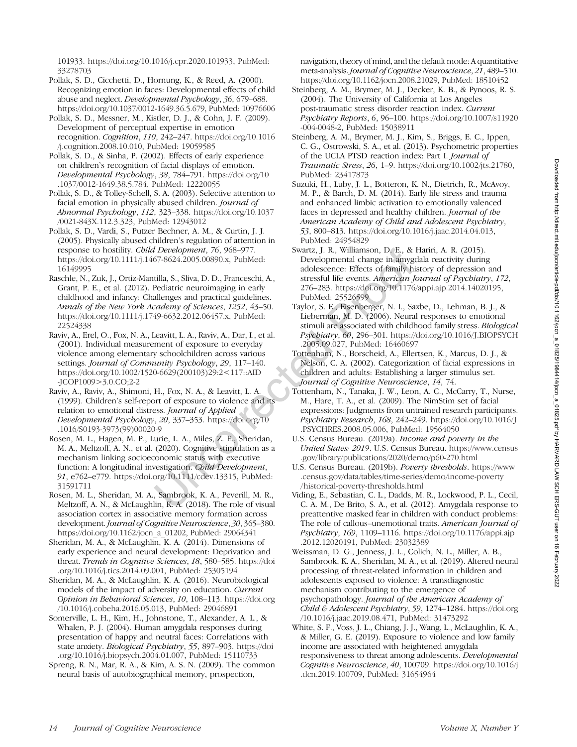101933. https://doi.org/10.1016/j.cpr.2020.101933, PubMed: 33278703

Pollak, S. D., Cicchetti, D., Hornung, K., & Reed, A. (2000). Recognizing emotion in faces: Developmental effects of child abuse and neglect. *Developmental Psychology*, *36*, 679–688. https://doi.org/10.1037/0012-1649.36.5.679, PubMed: 10976606

Pollak, S. D., Messner, M., Kistler, D. J., & Cohn, J. F. (2009). Development of perceptual expertise in emotion recognition. *Cognition*, *110*, 242–247. https://doi.org/10.1016/j.cognition.2008.10.010, PubMed: 19059585

Pollak, S. D., & Sinha, P. (2002). Effects of early experience on children's recognition of facial displays of emotion. *Developmental Psychology*, *38*, 784–791. https://doi.org/10.1037/0012-1649.38.5.784, PubMed: 12220055

Pollak, S. D., & Tolley-Schell, S. A. (2003). Selective attention to facial emotion in physically abused children. *Journal of Abnormal Psychology*, *112*, 323–338. https://doi.org/10.1037/0021-843X.112.3.323, PubMed: 12943012

Pollak, S. D., Vardi, S., Putzer Bechner, A. M., & Curtin, J. J. (2005). Physically abused children's regulation of attention in response to hostility. *Child Development*, *76*, 968–977. https://doi.org/10.1111/j.1467-8624.2005.00890.x, PubMed: 16149995

Raschle, N., Zuk, J., Ortiz-Mantilla, S., Sliva, D. D., Franceschi, A., Grant, P. E., et al. (2012). Pediatric neuroimaging in early childhood and infancy: Challenges and practical guidelines. *Annals of the New York Academy of Sciences*, *1252*, 43–50. https://doi.org/10.1111/j.1749-6632.2012.06457.x, PubMed: 22524338

Raviv, A., Erel, O., Fox, N. A., Leavitt, L. A., Raviv, A., Dar, I., et al. (2001). Individual measurement of exposure to everyday violence among elementary schoolchildren across various settings. *Journal of Community Psychology*, *29*, 117–140. https://doi.org/10.1002/1520-6629(200103)29:2<117::AID-JCOP1009>3.0.CO;2-2

Raviv, A., Raviv, A., Shimoni, H., Fox, N. A., & Leavitt, L. A. (1999). Children's self-report of exposure to violence and its relation to emotional distress. *Journal of Applied Developmental Psychology*, *20*, 337–353. https://doi.org/10.1016/S0193-3973(99)00020-9

Rosen, M. L., Hagen, M. P., Lurie, L. A., Miles, Z. E., Sheridan, M. A., Meltzoff, A. N., et al. (2020). Cognitive stimulation as a mechanism linking socioeconomic status with executive function: A longitudinal investigation. *Child Development*, *91*, e762–e779. https://doi.org/10.1111/cdev.13315, PubMed: 31591711

Rosen, M. L., Sheridan, M. A., Sambrook, K. A., Peverill, M. R., Meltzoff, A. N., & McLaughlin, K. A. (2018). The role of visual association cortex in associative memory formation across development. *Journal of Cognitive Neuroscience*, *30*, 365–380. https://doi.org/10.1162/jocn_a_01202, PubMed: 29064341

Sheridan, M. A., & McLaughlin, K. A. (2014). Dimensions of early experience and neural development: Deprivation and threat. *Trends in Cognitive Sciences*, *18*, 580–585. https://doi.org/10.1016/j.tics.2014.09.001, PubMed: 25305194

Sheridan, M. A., & McLaughlin, K. A. (2016). Neurobiological models of the impact of adversity on education. *Current Opinion in Behavioral Sciences*, *10*, 108–113. https://doi.org/10.1016/j.cobeha.2016.05.013, PubMed: 29046891

Somerville, L. H., Kim, H., Johnstone, T., Alexander, A. L., & Whalen, P. J. (2004). Human amygdala responses during presentation of happy and neutral faces: Correlations with state anxiety. *Biological Psychiatry*, *55*, 897–903. https://doi.org/10.1016/j.biopsych.2004.01.007, PubMed: 15110733

Spreng, R. N., Mar, R. A., & Kim, A. S. N. (2009). The common neural basis of autobiographical memory, prospection, navigation, theory of mind, and the default mode: A quantitative meta-analysis. *Journal of Cognitive Neuroscience*, *21*, 489–510. https://doi.org/10.1162/jocn.2008.21029, PubMed: 18510452

Steinberg, A. M., Brymer, M. J., Decker, K. B., & Pynoos, R. S. (2004). The University of California at Los Angeles post-traumatic stress disorder reaction index. *Current Psychiatry Reports*, *6*, 96–100. https://doi.org/10.1007/s11920-004-0048-2, PubMed: 15038911

Steinberg, A. M., Brymer, M. J., Kim, S., Briggs, E. C., Ippen, C. G., Ostrowski, S. A., et al. (2013). Psychometric properties of the UCLA PTSD reaction index: Part I. *Journal of Traumatic Stress*, *26*, 1–9. https://doi.org/10.1002/jts.21780, PubMed: 23417873

Suzuki, H., Luby, J. L., Botteron, K. N., Dietrich, R., McAvoy, M. P., & Barch, D. M. (2014). Early life stress and trauma and enhanced limbic activation to emotionally valenced faces in depressed and healthy children. *Journal of the American Academy of Child and Adolescent Psychiatry*, *53*, 800–813. https://doi.org/10.1016/j.jaac.2014.04.013, PubMed: 24954829

Swartz, J. R., Williamson, D. E., & Hariri, A. R. (2015). Developmental change in amygdala reactivity during adolescence: Effects of family history of depression and stressful life events. *American Journal of Psychiatry*, *172*, 276–283. https://doi.org/10.1176/appi.ajp.2014.14020195, PubMed: 25526599

Taylor, S. E., Eisenberger, N. I., Saxbe, D., Lehman, B. J., & Lieberman, M. D. (2006). Neural responses to emotional stimuli are associated with childhood family stress. *Biological Psychiatry*, *60*, 296–301. https://doi.org/10.1016/J.BIOPSYCH.2005.09.027, PubMed: 16460697

Tottenham, N., Borscheid, A., Ellertsen, K., Marcus, D. J., & Nelson, C. A. (2002). Categorization of facial expressions in children and adults: Establishing a larger stimulus set. *Journal of Cognitive Neuroscience*, *14*, 74.

Tottenham, N., Tanaka, J. W., Leon, A. C., McCarry, T., Nurse, M., Hare, T. A., et al. (2009). The NimStim set of facial expressions: Judgments from untrained research participants. *Psychiatry Research*, *168*, 242–249. https://doi.org/10.1016/J.PSYCHRES.2008.05.006, PubMed: 19564050

U.S. Census Bureau. (2019a). *Income and poverty in the United States: 2019*. U.S. Census Bureau. https://www.census.gov/library/publications/2020/demo/p60-270.html

U.S. Census Bureau. (2019b). *Poverty thresholds*. https://www.census.gov/data/tables/time-series/demo/income-poverty/historical-poverty-thresholds.html

Viding, E., Sebastian, C. L., Dadds, M. R., Lockwood, P. L., Cecil, C. A. M., De Brito, S. A., et al. (2012). Amygdala response to preattentive masked fear in children with conduct problems: The role of callous–unemotional traits. *American Journal of Psychiatry*, *169*, 1109–1116. https://doi.org/10.1176/appi.ajp.2012.12020191, PubMed: 23032389

Weissman, D. G., Jenness, J. L., Colich, N. L., Miller, A. B., Sambrook, K. A., Sheridan, M. A., et al. (2019). Altered neural processing of threat-related information in children and adolescents exposed to violence: A transdiagnostic mechanism contributing to the emergence of psychopathology. *Journal of the American Academy of Child & Adolescent Psychiatry*, *59*, 1274–1284. https://doi.org/10.1016/j.jaac.2019.08.471, PubMed: 31473292

White, S. F., Voss, J. L., Chiang, J. J., Wang, L., McLaughlin, K. A., & Miller, G. E. (2019). Exposure to violence and low family income are associated with heightened amygdala responsiveness to threat among adolescents. *Developmental Cognitive Neuroscience*, *40*, 100709. https://doi.org/10.1016/j.dcn.2019.100709, PubMed: 31654964